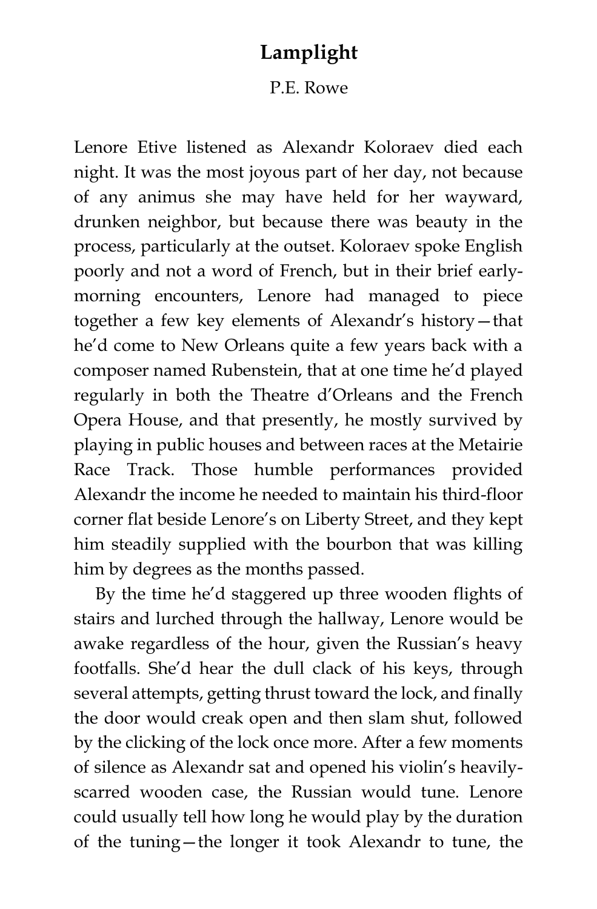# Lamplight

P.E. Rowe

Lenore Etive listened as Alexandr Koloraev died each night. It was the most joyous part of her day, not because of any animus she may have held for her wayward, drunken neighbor, but because there was beauty in the process, particularly at the outset. Koloraev spoke English poorly and not a word of French, but in their brief early-morning encounters, Lenore had managed to piece together a few key elements of Alexandr's history—that he'd come to New Orleans quite a few years back with a composer named Rubenstein, that at one time he'd played regularly in both the Theatre d'Orleans and the French Opera House, and that presently, he mostly survived by playing in public houses and between races at the Metairie Race Track. Those humble performances provided Alexandr the income he needed to maintain his third-floor corner flat beside Lenore's on Liberty Street, and they kept him steadily supplied with the bourbon that was killing him by degrees as the months passed.

By the time he'd staggered up three wooden flights of stairs and lurched through the hallway, Lenore would be awake regardless of the hour, given the Russian's heavy footfalls. She'd hear the dull clack of his keys, through several attempts, getting thrust toward the lock, and finally the door would creak open and then slam shut, followed by the clicking of the lock once more. After a few moments of silence as Alexandr sat and opened his violin's heavily-scarred wooden case, the Russian would tune. Lenore could usually tell how long he would play by the duration of the tuning—the longer it took Alexandr to tune, the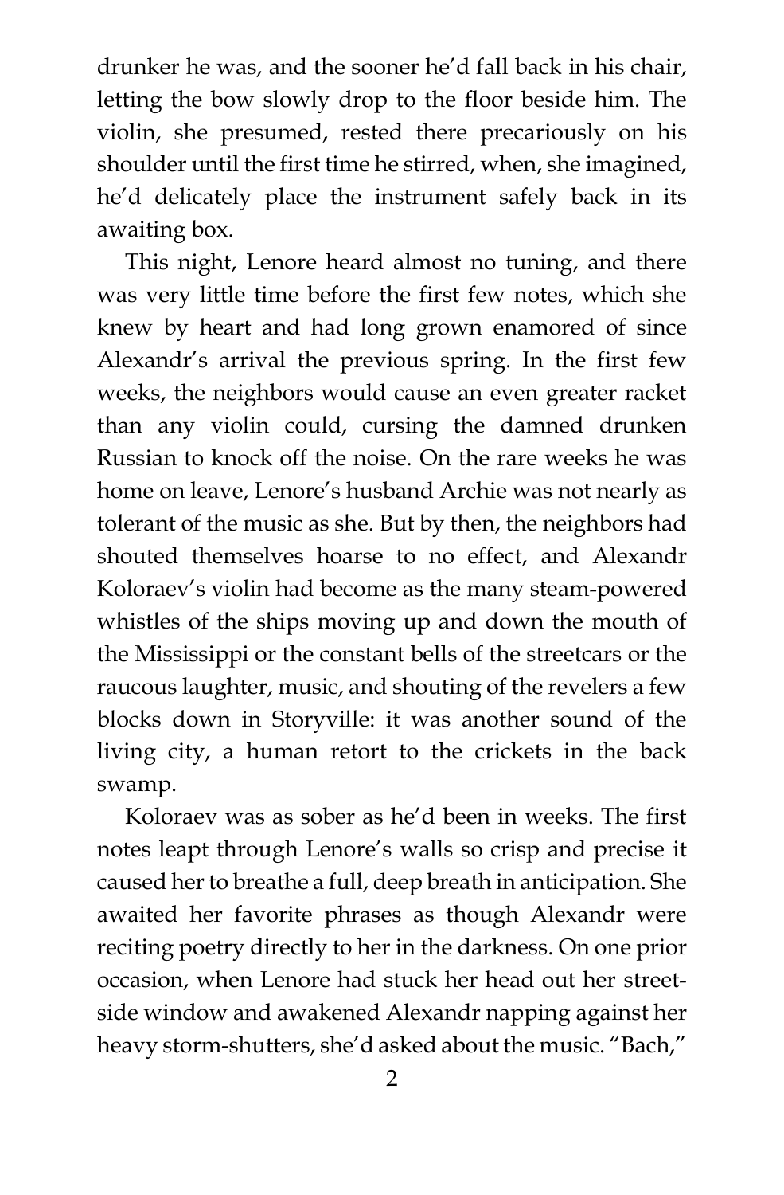drunker he was, and the sooner he'd fall back in his chair, letting the bow slowly drop to the floor beside him. The violin, she presumed, rested there precariously on his shoulder until the first time he stirred, when, she imagined, he'd delicately place the instrument safely back in its awaiting box.

This night, Lenore heard almost no tuning, and there was very little time before the first few notes, which she knew by heart and had long grown enamored of since Alexandr's arrival the previous spring. In the first few weeks, the neighbors would cause an even greater racket than any violin could, cursing the damned drunken Russian to knock off the noise. On the rare weeks he was home on leave, Lenore's husband Archie was not nearly as tolerant of the music as she. But by then, the neighbors had shouted themselves hoarse to no effect, and Alexandr Koloraev's violin had become as the many steam-powered whistles of the ships moving up and down the mouth of the Mississippi or the constant bells of the streetcars or the raucous laughter, music, and shouting of the revelers a few blocks down in Storyville: it was another sound of the living city, a human retort to the crickets in the back swamp.

Koloraev was as sober as he'd been in weeks. The first notes leapt through Lenore's walls so crisp and precise it caused her to breathe a full, deep breath in anticipation. She awaited her favorite phrases as though Alexandr were reciting poetry directly to her in the darkness. On one prior occasion, when Lenore had stuck her head out her street-side window and awakened Alexandr napping against her heavy storm-shutters, she'd asked about the music. "Bach,"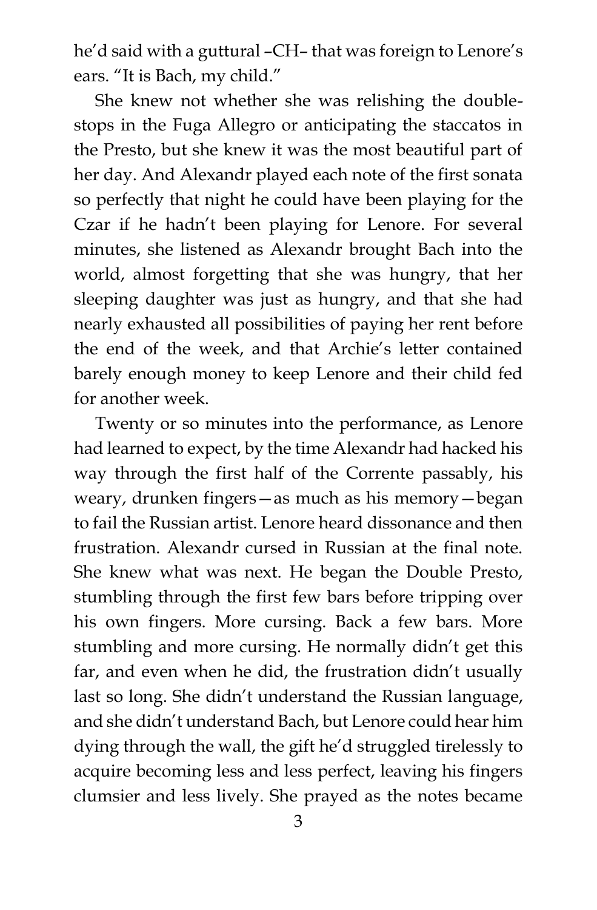he'd said with a guttural –CH– that was foreign to Lenore's ears. "It is Bach, my child."

She knew not whether she was relishing the double-stops in the Fuga Allegro or anticipating the staccatos in the Presto, but she knew it was the most beautiful part of her day. And Alexandr played each note of the first sonata so perfectly that night he could have been playing for the Czar if he hadn't been playing for Lenore. For several minutes, she listened as Alexandr brought Bach into the world, almost forgetting that she was hungry, that her sleeping daughter was just as hungry, and that she had nearly exhausted all possibilities of paying her rent before the end of the week, and that Archie's letter contained barely enough money to keep Lenore and their child fed for another week.

Twenty or so minutes into the performance, as Lenore had learned to expect, by the time Alexandr had hacked his way through the first half of the Corrente passably, his weary, drunken fingers—as much as his memory—began to fail the Russian artist. Lenore heard dissonance and then frustration. Alexandr cursed in Russian at the final note. She knew what was next. He began the Double Presto, stumbling through the first few bars before tripping over his own fingers. More cursing. Back a few bars. More stumbling and more cursing. He normally didn't get this far, and even when he did, the frustration didn't usually last so long. She didn't understand the Russian language, and she didn't understand Bach, but Lenore could hear him dying through the wall, the gift he'd struggled tirelessly to acquire becoming less and less perfect, leaving his fingers clumsier and less lively. She prayed as the notes became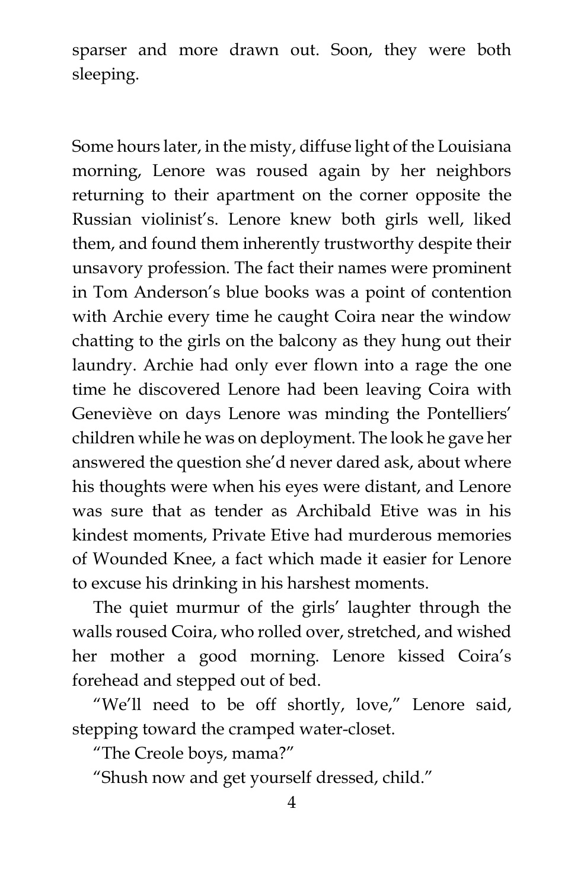sparser and more drawn out. Soon, they were both sleeping.

Some hours later, in the misty, diffuse light of the Louisiana morning, Lenore was roused again by her neighbors returning to their apartment on the corner opposite the Russian violinist's. Lenore knew both girls well, liked them, and found them inherently trustworthy despite their unsavory profession. The fact their names were prominent in Tom Anderson's blue books was a point of contention with Archie every time he caught Coira near the window chatting to the girls on the balcony as they hung out their laundry. Archie had only ever flown into a rage the one time he discovered Lenore had been leaving Coira with Geneviève on days Lenore was minding the Pontelliers' children while he was on deployment. The look he gave her answered the question she'd never dared ask, about where his thoughts were when his eyes were distant, and Lenore was sure that as tender as Archibald Etive was in his kindest moments, Private Etive had murderous memories of Wounded Knee, a fact which made it easier for Lenore to excuse his drinking in his harshest moments.

The quiet murmur of the girls' laughter through the walls roused Coira, who rolled over, stretched, and wished her mother a good morning. Lenore kissed Coira's forehead and stepped out of bed.

"We'll need to be off shortly, love," Lenore said, stepping toward the cramped water-closet.

"The Creole boys, mama?"

"Shush now and get yourself dressed, child."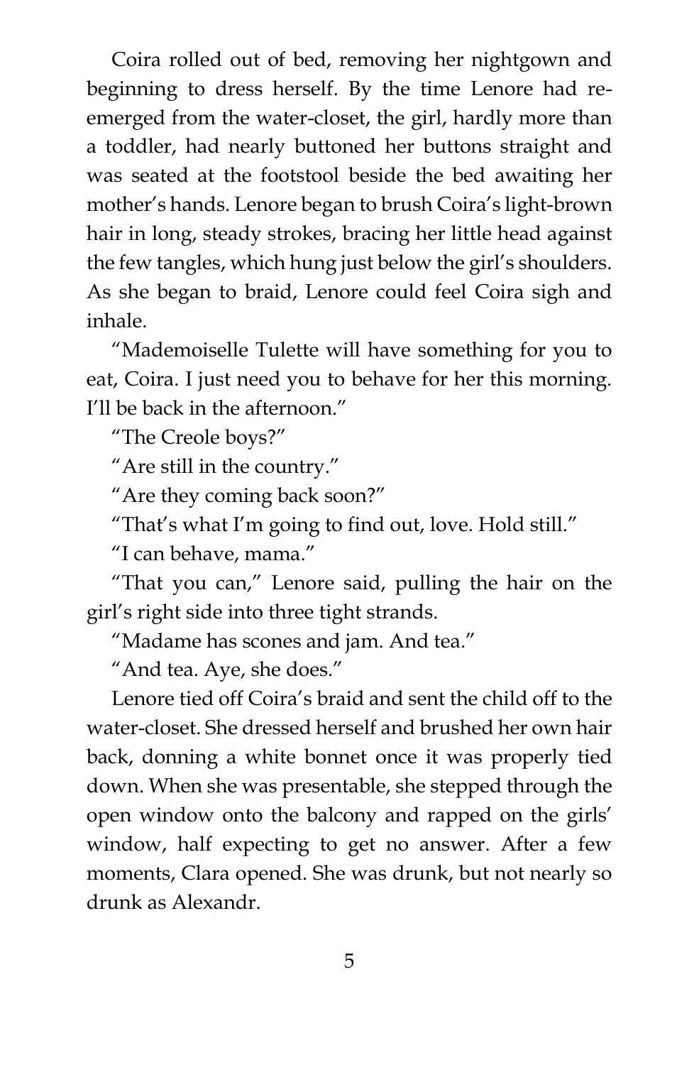Coira rolled out of bed, removing her nightgown and beginning to dress herself. By the time Lenore had re-emerged from the water-closet, the girl, hardly more than a toddler, had nearly buttoned her buttons straight and was seated at the footstool beside the bed awaiting her mother's hands. Lenore began to brush Coira's light-brown hair in long, steady strokes, bracing her little head against the few tangles, which hung just below the girl's shoulders. As she began to braid, Lenore could feel Coira sigh and inhale.

"Mademoiselle Tulette will have something for you to eat, Coira. I just need you to behave for her this morning. I'll be back in the afternoon."

"The Creole boys?"

"Are still in the country."

"Are they coming back soon?"

"That's what I'm going to find out, love. Hold still."

"I can behave, mama."

"That you can," Lenore said, pulling the hair on the girl's right side into three tight strands.

"Madame has scones and jam. And tea."

"And tea. Aye, she does."

Lenore tied off Coira's braid and sent the child off to the water-closet. She dressed herself and brushed her own hair back, donning a white bonnet once it was properly tied down. When she was presentable, she stepped through the open window onto the balcony and rapped on the girls' window, half expecting to get no answer. After a few moments, Clara opened. She was drunk, but not nearly so drunk as Alexandr.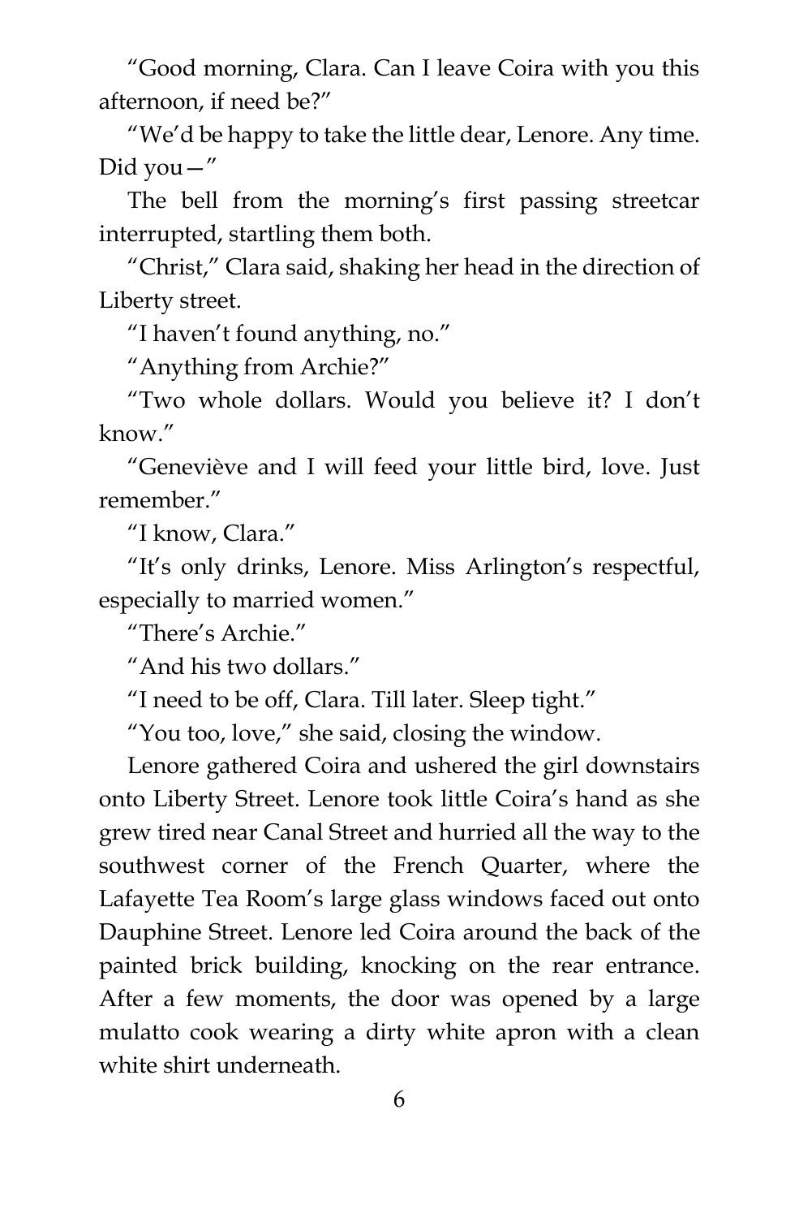“Good morning, Clara. Can I leave Coira with you this afternoon, if need be?”

“We’d be happy to take the little dear, Lenore. Any time. Did you—”

The bell from the morning’s first passing streetcar interrupted, startling them both.

“Christ,” Clara said, shaking her head in the direction of Liberty street.

“I haven’t found anything, no.”

“Anything from Archie?”

“Two whole dollars. Would you believe it? I don’t know.”

“Geneviève and I will feed your little bird, love. Just remember.”

“I know, Clara.”

“It’s only drinks, Lenore. Miss Arlington’s respectful, especially to married women.”

“There’s Archie.”

“And his two dollars.”

“I need to be off, Clara. Till later. Sleep tight.”

“You too, love,” she said, closing the window.

Lenore gathered Coira and ushered the girl downstairs onto Liberty Street. Lenore took little Coira’s hand as she grew tired near Canal Street and hurried all the way to the southwest corner of the French Quarter, where the Lafayette Tea Room’s large glass windows faced out onto Dauphine Street. Lenore led Coira around the back of the painted brick building, knocking on the rear entrance. After a few moments, the door was opened by a large mulatto cook wearing a dirty white apron with a clean white shirt underneath.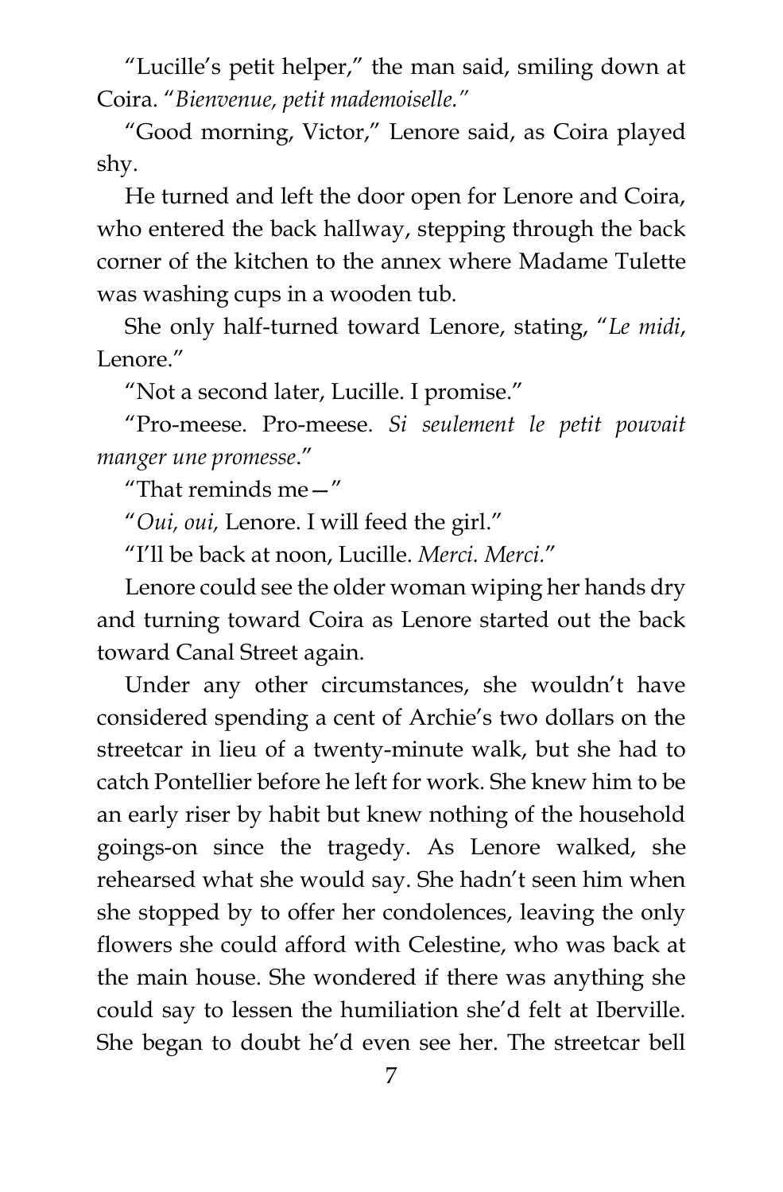"Lucille's petit helper," the man said, smiling down at Coira. "*Bienvenue, petit mademoiselle.*"

"Good morning, Victor," Lenore said, as Coira played shy.

He turned and left the door open for Lenore and Coira, who entered the back hallway, stepping through the back corner of the kitchen to the annex where Madame Tulette was washing cups in a wooden tub.

She only half-turned toward Lenore, stating, "*Le midi*, Lenore."

"Not a second later, Lucille. I promise."

"Pro-meese. Pro-meese. *Si seulement le petit pouvait manger une promesse*."

"That reminds me—"

"*Oui, oui,* Lenore. I will feed the girl."

"I'll be back at noon, Lucille. *Merci. Merci.*"

Lenore could see the older woman wiping her hands dry and turning toward Coira as Lenore started out the back toward Canal Street again.

Under any other circumstances, she wouldn't have considered spending a cent of Archie's two dollars on the streetcar in lieu of a twenty-minute walk, but she had to catch Pontellier before he left for work. She knew him to be an early riser by habit but knew nothing of the household goings-on since the tragedy. As Lenore walked, she rehearsed what she would say. She hadn't seen him when she stopped by to offer her condolences, leaving the only flowers she could afford with Celestine, who was back at the main house. She wondered if there was anything she could say to lessen the humiliation she'd felt at Iberville. She began to doubt he'd even see her. The streetcar bell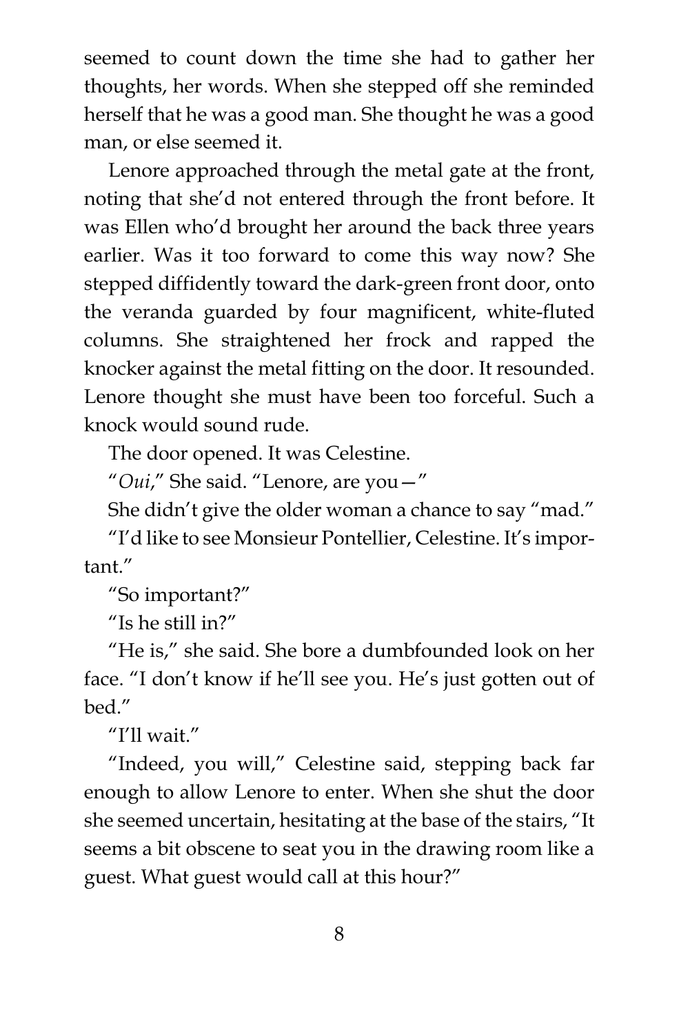seemed to count down the time she had to gather her thoughts, her words. When she stepped off she reminded herself that he was a good man. She thought he was a good man, or else seemed it.

Lenore approached through the metal gate at the front, noting that she'd not entered through the front before. It was Ellen who'd brought her around the back three years earlier. Was it too forward to come this way now? She stepped diffidently toward the dark-green front door, onto the veranda guarded by four magnificent, white-fluted columns. She straightened her frock and rapped the knocker against the metal fitting on the door. It resounded. Lenore thought she must have been too forceful. Such a knock would sound rude.

The door opened. It was Celestine.

"*Oui*," She said. "Lenore, are you—"

She didn't give the older woman a chance to say "mad."

"I'd like to see Monsieur Pontellier, Celestine. It's important."

"So important?"

"Is he still in?"

"He is," she said. She bore a dumbfounded look on her face. "I don't know if he'll see you. He's just gotten out of bed."

"I'll wait."

"Indeed, you will," Celestine said, stepping back far enough to allow Lenore to enter. When she shut the door she seemed uncertain, hesitating at the base of the stairs, "It seems a bit obscene to seat you in the drawing room like a guest. What guest would call at this hour?"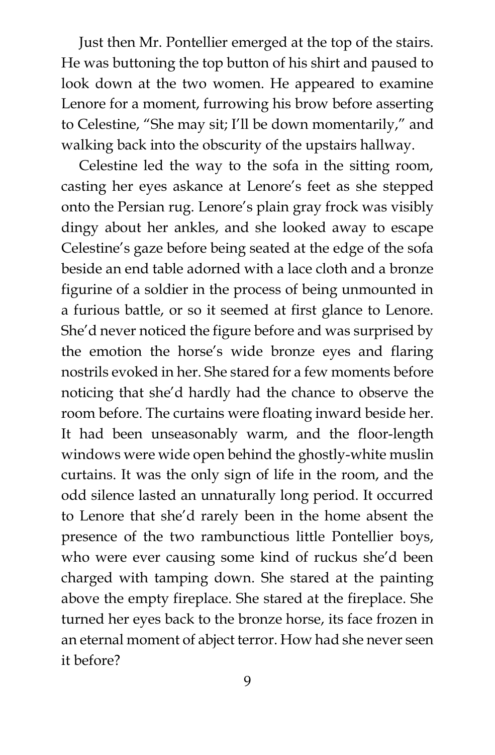Just then Mr. Pontellier emerged at the top of the stairs. He was buttoning the top button of his shirt and paused to look down at the two women. He appeared to examine Lenore for a moment, furrowing his brow before asserting to Celestine, "She may sit; I'll be down momentarily," and walking back into the obscurity of the upstairs hallway.

Celestine led the way to the sofa in the sitting room, casting her eyes askance at Lenore's feet as she stepped onto the Persian rug. Lenore's plain gray frock was visibly dingy about her ankles, and she looked away to escape Celestine's gaze before being seated at the edge of the sofa beside an end table adorned with a lace cloth and a bronze figurine of a soldier in the process of being unmounted in a furious battle, or so it seemed at first glance to Lenore. She'd never noticed the figure before and was surprised by the emotion the horse's wide bronze eyes and flaring nostrils evoked in her. She stared for a few moments before noticing that she'd hardly had the chance to observe the room before. The curtains were floating inward beside her. It had been unseasonably warm, and the floor-length windows were wide open behind the ghostly-white muslin curtains. It was the only sign of life in the room, and the odd silence lasted an unnaturally long period. It occurred to Lenore that she'd rarely been in the home absent the presence of the two rambunctious little Pontellier boys, who were ever causing some kind of ruckus she'd been charged with tamping down. She stared at the painting above the empty fireplace. She stared at the fireplace. She turned her eyes back to the bronze horse, its face frozen in an eternal moment of abject terror. How had she never seen it before?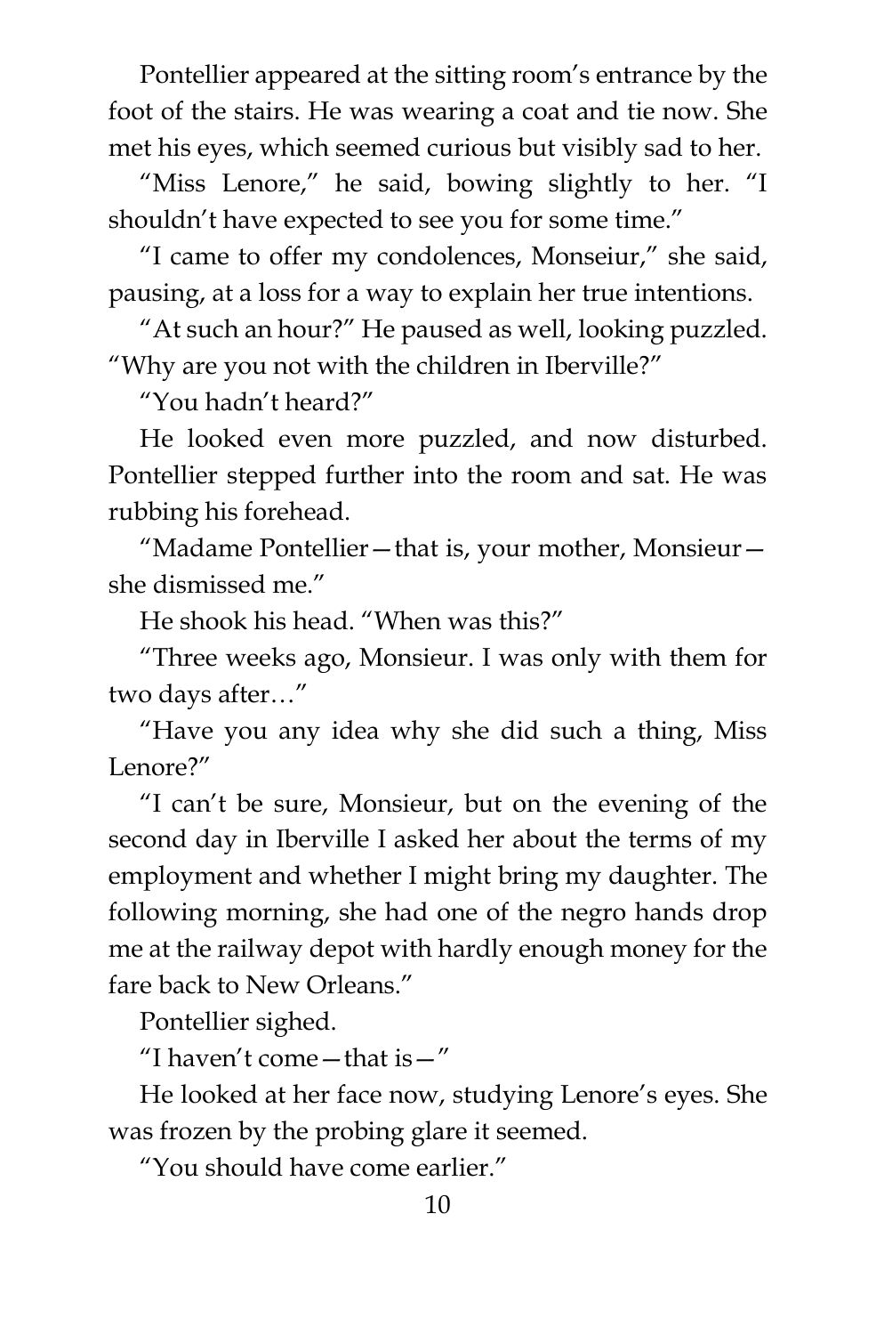Pontellier appeared at the sitting room's entrance by the foot of the stairs. He was wearing a coat and tie now. She met his eyes, which seemed curious but visibly sad to her.

"Miss Lenore," he said, bowing slightly to her. "I shouldn't have expected to see you for some time."

"I came to offer my condolences, Monseiur," she said, pausing, at a loss for a way to explain her true intentions.

"At such an hour?" He paused as well, looking puzzled. "Why are you not with the children in Iberville?"

"You hadn't heard?"

He looked even more puzzled, and now disturbed. Pontellier stepped further into the room and sat. He was rubbing his forehead.

"Madame Pontellier—that is, your mother, Monsieur—she dismissed me."

He shook his head. "When was this?"

"Three weeks ago, Monsieur. I was only with them for two days after…"

"Have you any idea why she did such a thing, Miss Lenore?"

"I can't be sure, Monsieur, but on the evening of the second day in Iberville I asked her about the terms of my employment and whether I might bring my daughter. The following morning, she had one of the negro hands drop me at the railway depot with hardly enough money for the fare back to New Orleans."

Pontellier sighed.

"I haven't come—that is—"

He looked at her face now, studying Lenore's eyes. She was frozen by the probing glare it seemed.

"You should have come earlier."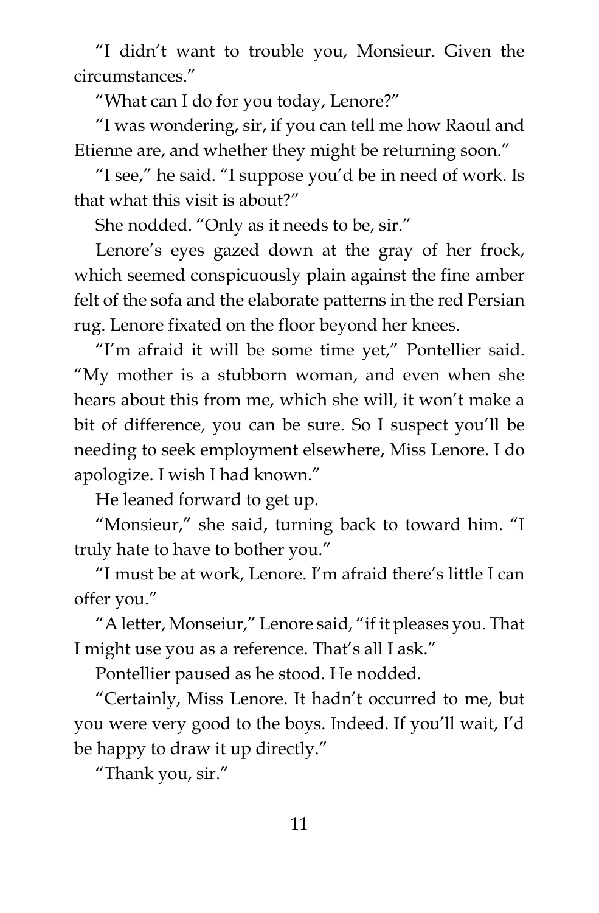“I didn’t want to trouble you, Monsieur. Given the circumstances.”

“What can I do for you today, Lenore?”

“I was wondering, sir, if you can tell me how Raoul and Etienne are, and whether they might be returning soon.”

“I see,” he said. “I suppose you’d be in need of work. Is that what this visit is about?”

She nodded. “Only as it needs to be, sir.”

Lenore’s eyes gazed down at the gray of her frock, which seemed conspicuously plain against the fine amber felt of the sofa and the elaborate patterns in the red Persian rug. Lenore fixated on the floor beyond her knees.

“I’m afraid it will be some time yet,” Pontellier said. “My mother is a stubborn woman, and even when she hears about this from me, which she will, it won’t make a bit of difference, you can be sure. So I suspect you’ll be needing to seek employment elsewhere, Miss Lenore. I do apologize. I wish I had known.”

He leaned forward to get up.

“Monsieur,” she said, turning back to toward him. “I truly hate to have to bother you.”

“I must be at work, Lenore. I’m afraid there’s little I can offer you.”

“A letter, Monseiur,” Lenore said, “if it pleases you. That I might use you as a reference. That’s all I ask.”

Pontellier paused as he stood. He nodded.

“Certainly, Miss Lenore. It hadn’t occurred to me, but you were very good to the boys. Indeed. If you’ll wait, I’d be happy to draw it up directly.”

“Thank you, sir.”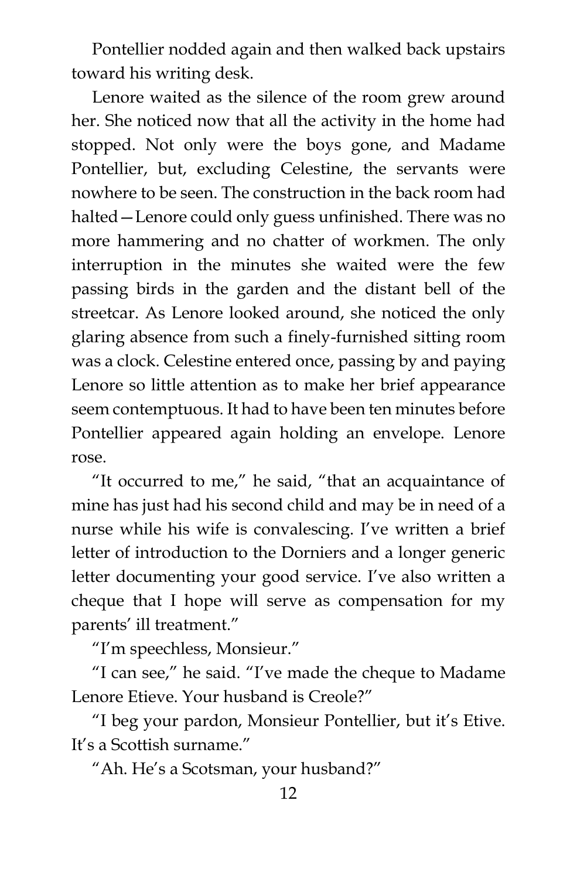Pontellier nodded again and then walked back upstairs toward his writing desk.

Lenore waited as the silence of the room grew around her. She noticed now that all the activity in the home had stopped. Not only were the boys gone, and Madame Pontellier, but, excluding Celestine, the servants were nowhere to be seen. The construction in the back room had halted—Lenore could only guess unfinished. There was no more hammering and no chatter of workmen. The only interruption in the minutes she waited were the few passing birds in the garden and the distant bell of the streetcar. As Lenore looked around, she noticed the only glaring absence from such a finely-furnished sitting room was a clock. Celestine entered once, passing by and paying Lenore so little attention as to make her brief appearance seem contemptuous. It had to have been ten minutes before Pontellier appeared again holding an envelope. Lenore rose.

"It occurred to me," he said, "that an acquaintance of mine has just had his second child and may be in need of a nurse while his wife is convalescing. I've written a brief letter of introduction to the Dorniers and a longer generic letter documenting your good service. I've also written a cheque that I hope will serve as compensation for my parents' ill treatment."

"I'm speechless, Monsieur."

"I can see," he said. "I've made the cheque to Madame Lenore Etieve. Your husband is Creole?"

"I beg your pardon, Monsieur Pontellier, but it's Etive. It's a Scottish surname."

"Ah. He's a Scotsman, your husband?"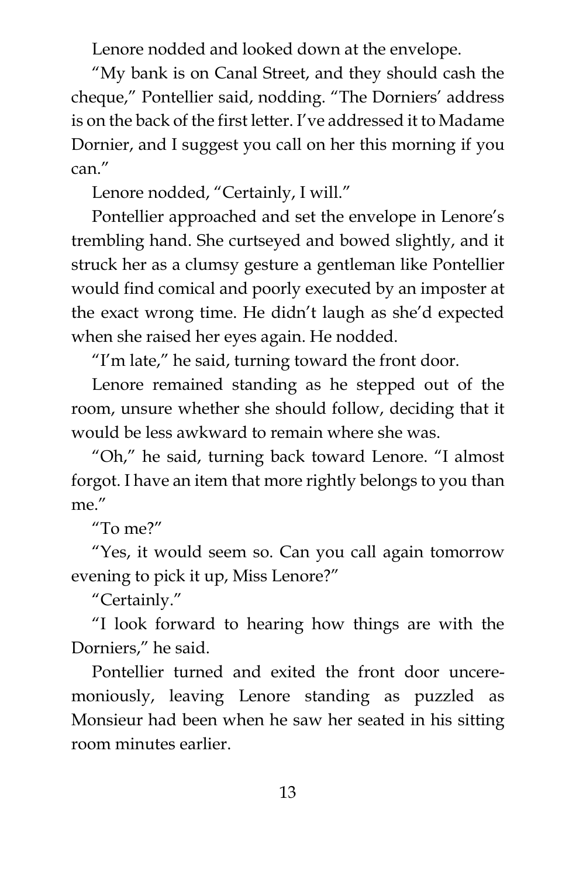Lenore nodded and looked down at the envelope.

"My bank is on Canal Street, and they should cash the cheque," Pontellier said, nodding. "The Dorniers' address is on the back of the first letter. I've addressed it to Madame Dornier, and I suggest you call on her this morning if you can."

Lenore nodded, "Certainly, I will."

Pontellier approached and set the envelope in Lenore's trembling hand. She curtseyed and bowed slightly, and it struck her as a clumsy gesture a gentleman like Pontellier would find comical and poorly executed by an imposter at the exact wrong time. He didn't laugh as she'd expected when she raised her eyes again. He nodded.

"I'm late," he said, turning toward the front door.

Lenore remained standing as he stepped out of the room, unsure whether she should follow, deciding that it would be less awkward to remain where she was.

"Oh," he said, turning back toward Lenore. "I almost forgot. I have an item that more rightly belongs to you than me."

"To me?"

"Yes, it would seem so. Can you call again tomorrow evening to pick it up, Miss Lenore?"

"Certainly."

"I look forward to hearing how things are with the Dorniers," he said.

Pontellier turned and exited the front door unceremoniously, leaving Lenore standing as puzzled as Monsieur had been when he saw her seated in his sitting room minutes earlier.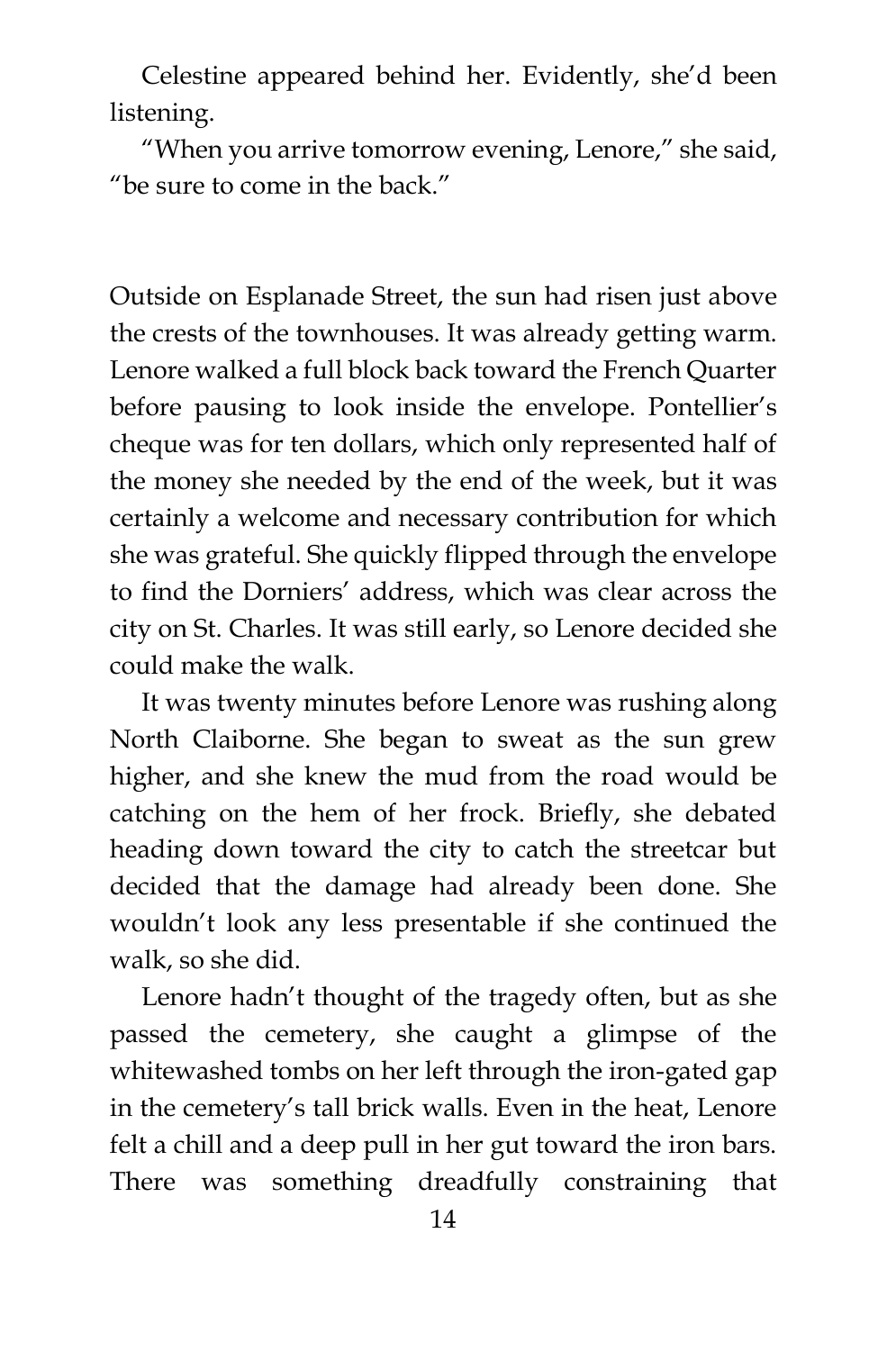Celestine appeared behind her. Evidently, she'd been listening.

"When you arrive tomorrow evening, Lenore," she said, "be sure to come in the back."

Outside on Esplanade Street, the sun had risen just above the crests of the townhouses. It was already getting warm. Lenore walked a full block back toward the French Quarter before pausing to look inside the envelope. Pontellier's cheque was for ten dollars, which only represented half of the money she needed by the end of the week, but it was certainly a welcome and necessary contribution for which she was grateful. She quickly flipped through the envelope to find the Dorniers' address, which was clear across the city on St. Charles. It was still early, so Lenore decided she could make the walk.

It was twenty minutes before Lenore was rushing along North Claiborne. She began to sweat as the sun grew higher, and she knew the mud from the road would be catching on the hem of her frock. Briefly, she debated heading down toward the city to catch the streetcar but decided that the damage had already been done. She wouldn't look any less presentable if she continued the walk, so she did.

Lenore hadn't thought of the tragedy often, but as she passed the cemetery, she caught a glimpse of the whitewashed tombs on her left through the iron-gated gap in the cemetery's tall brick walls. Even in the heat, Lenore felt a chill and a deep pull in her gut toward the iron bars. There was something dreadfully constraining that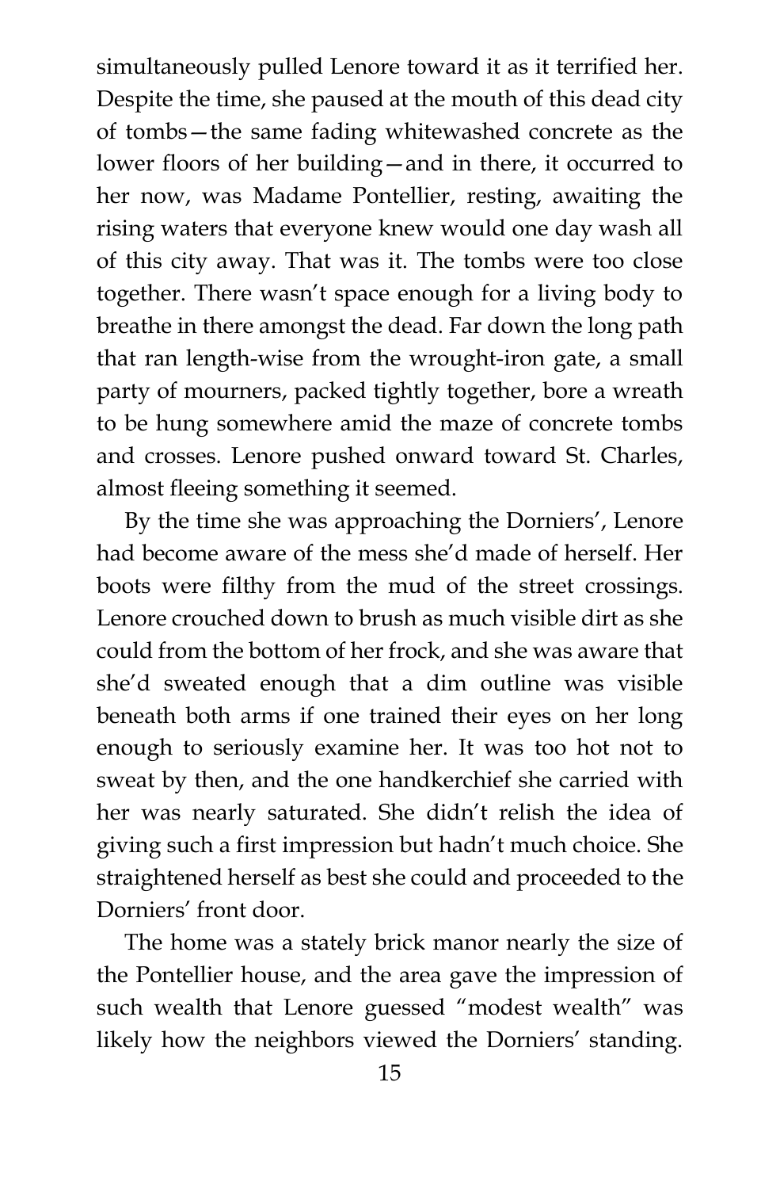simultaneously pulled Lenore toward it as it terrified her. Despite the time, she paused at the mouth of this dead city of tombs—the same fading whitewashed concrete as the lower floors of her building—and in there, it occurred to her now, was Madame Pontellier, resting, awaiting the rising waters that everyone knew would one day wash all of this city away. That was it. The tombs were too close together. There wasn't space enough for a living body to breathe in there amongst the dead. Far down the long path that ran length-wise from the wrought-iron gate, a small party of mourners, packed tightly together, bore a wreath to be hung somewhere amid the maze of concrete tombs and crosses. Lenore pushed onward toward St. Charles, almost fleeing something it seemed.

By the time she was approaching the Dorniers', Lenore had become aware of the mess she'd made of herself. Her boots were filthy from the mud of the street crossings. Lenore crouched down to brush as much visible dirt as she could from the bottom of her frock, and she was aware that she'd sweated enough that a dim outline was visible beneath both arms if one trained their eyes on her long enough to seriously examine her. It was too hot not to sweat by then, and the one handkerchief she carried with her was nearly saturated. She didn't relish the idea of giving such a first impression but hadn't much choice. She straightened herself as best she could and proceeded to the Dorniers' front door.

The home was a stately brick manor nearly the size of the Pontellier house, and the area gave the impression of such wealth that Lenore guessed "modest wealth" was likely how the neighbors viewed the Dorniers' standing.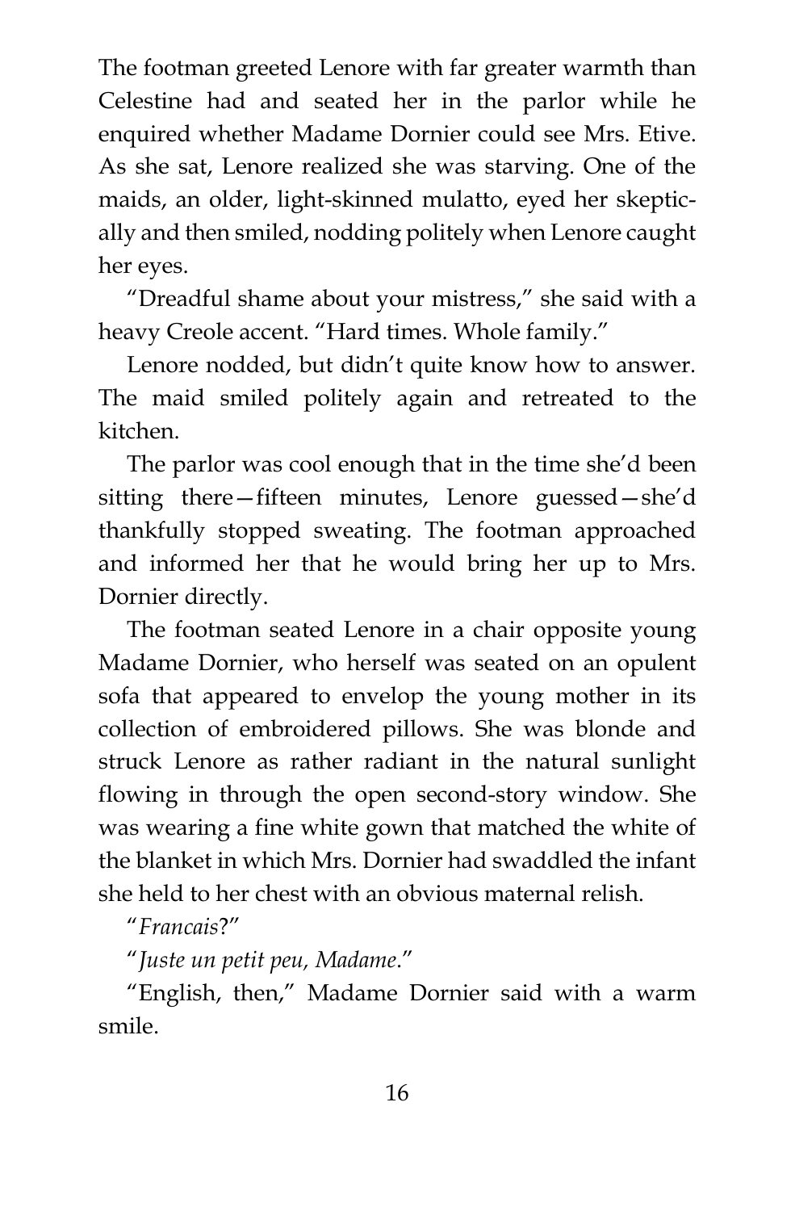The footman greeted Lenore with far greater warmth than Celestine had and seated her in the parlor while he enquired whether Madame Dornier could see Mrs. Etive. As she sat, Lenore realized she was starving. One of the maids, an older, light-skinned mulatto, eyed her skeptically and then smiled, nodding politely when Lenore caught her eyes.

"Dreadful shame about your mistress," she said with a heavy Creole accent. "Hard times. Whole family."

Lenore nodded, but didn't quite know how to answer. The maid smiled politely again and retreated to the kitchen.

The parlor was cool enough that in the time she'd been sitting there—fifteen minutes, Lenore guessed—she'd thankfully stopped sweating. The footman approached and informed her that he would bring her up to Mrs. Dornier directly.

The footman seated Lenore in a chair opposite young Madame Dornier, who herself was seated on an opulent sofa that appeared to envelop the young mother in its collection of embroidered pillows. She was blonde and struck Lenore as rather radiant in the natural sunlight flowing in through the open second-story window. She was wearing a fine white gown that matched the white of the blanket in which Mrs. Dornier had swaddled the infant she held to her chest with an obvious maternal relish.

"*Francais*?"

"*Juste un petit peu, Madame*."

"English, then," Madame Dornier said with a warm smile.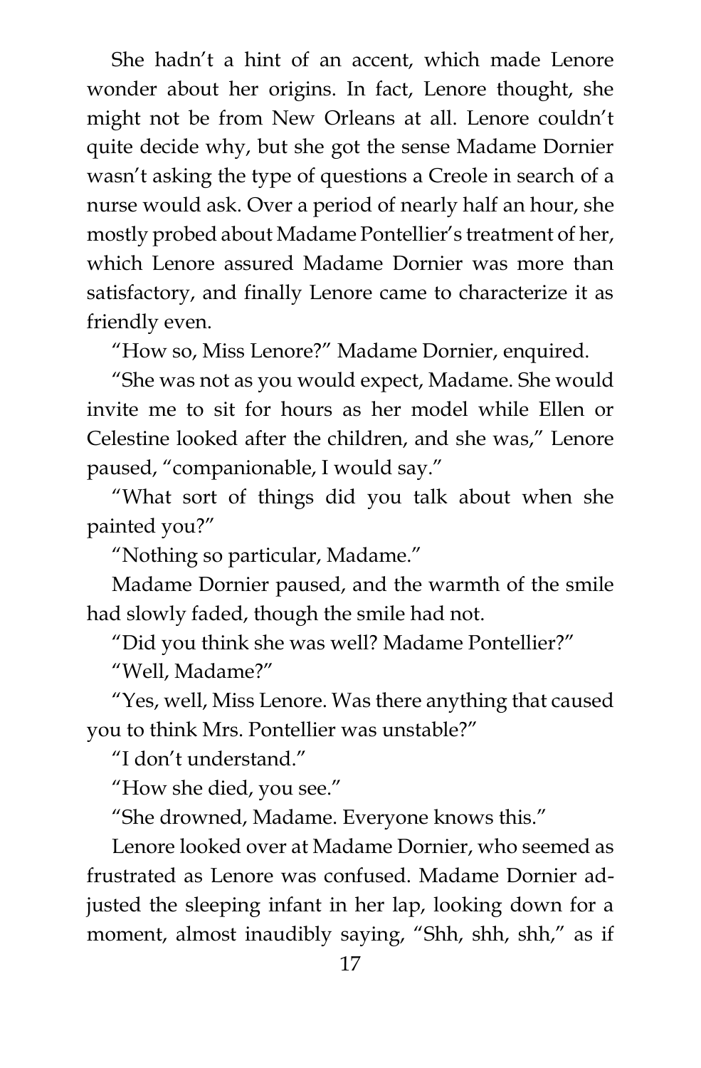She hadn't a hint of an accent, which made Lenore wonder about her origins. In fact, Lenore thought, she might not be from New Orleans at all. Lenore couldn't quite decide why, but she got the sense Madame Dornier wasn't asking the type of questions a Creole in search of a nurse would ask. Over a period of nearly half an hour, she mostly probed about Madame Pontellier's treatment of her, which Lenore assured Madame Dornier was more than satisfactory, and finally Lenore came to characterize it as friendly even.

"How so, Miss Lenore?" Madame Dornier, enquired.

"She was not as you would expect, Madame. She would invite me to sit for hours as her model while Ellen or Celestine looked after the children, and she was," Lenore paused, "companionable, I would say."

"What sort of things did you talk about when she painted you?"

"Nothing so particular, Madame."

Madame Dornier paused, and the warmth of the smile had slowly faded, though the smile had not.

"Did you think she was well? Madame Pontellier?"

"Well, Madame?"

"Yes, well, Miss Lenore. Was there anything that caused you to think Mrs. Pontellier was unstable?"

"I don't understand."

"How she died, you see."

"She drowned, Madame. Everyone knows this."

Lenore looked over at Madame Dornier, who seemed as frustrated as Lenore was confused. Madame Dornier adjusted the sleeping infant in her lap, looking down for a moment, almost inaudibly saying, "Shh, shh, shh," as if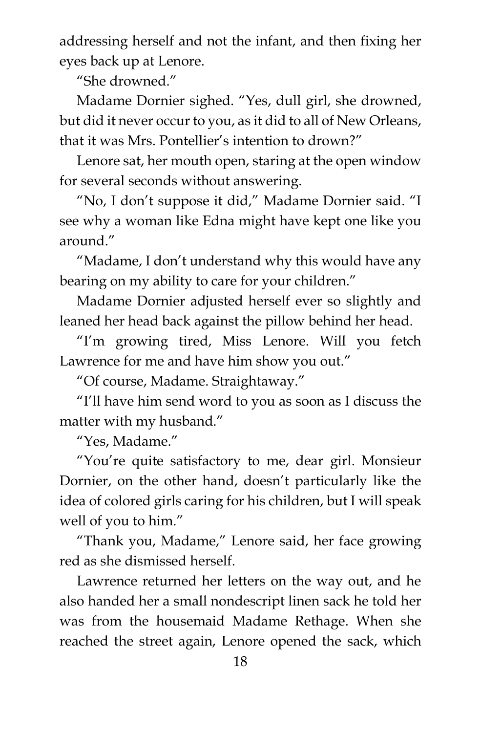addressing herself and not the infant, and then fixing her eyes back up at Lenore.

"She drowned."

Madame Dornier sighed. "Yes, dull girl, she drowned, but did it never occur to you, as it did to all of New Orleans, that it was Mrs. Pontellier's intention to drown?"

Lenore sat, her mouth open, staring at the open window for several seconds without answering.

"No, I don't suppose it did," Madame Dornier said. "I see why a woman like Edna might have kept one like you around."

"Madame, I don't understand why this would have any bearing on my ability to care for your children."

Madame Dornier adjusted herself ever so slightly and leaned her head back against the pillow behind her head.

"I'm growing tired, Miss Lenore. Will you fetch Lawrence for me and have him show you out."

"Of course, Madame. Straightaway."

"I'll have him send word to you as soon as I discuss the matter with my husband."

"Yes, Madame."

"You're quite satisfactory to me, dear girl. Monsieur Dornier, on the other hand, doesn't particularly like the idea of colored girls caring for his children, but I will speak well of you to him."

"Thank you, Madame," Lenore said, her face growing red as she dismissed herself.

Lawrence returned her letters on the way out, and he also handed her a small nondescript linen sack he told her was from the housemaid Madame Rethage. When she reached the street again, Lenore opened the sack, which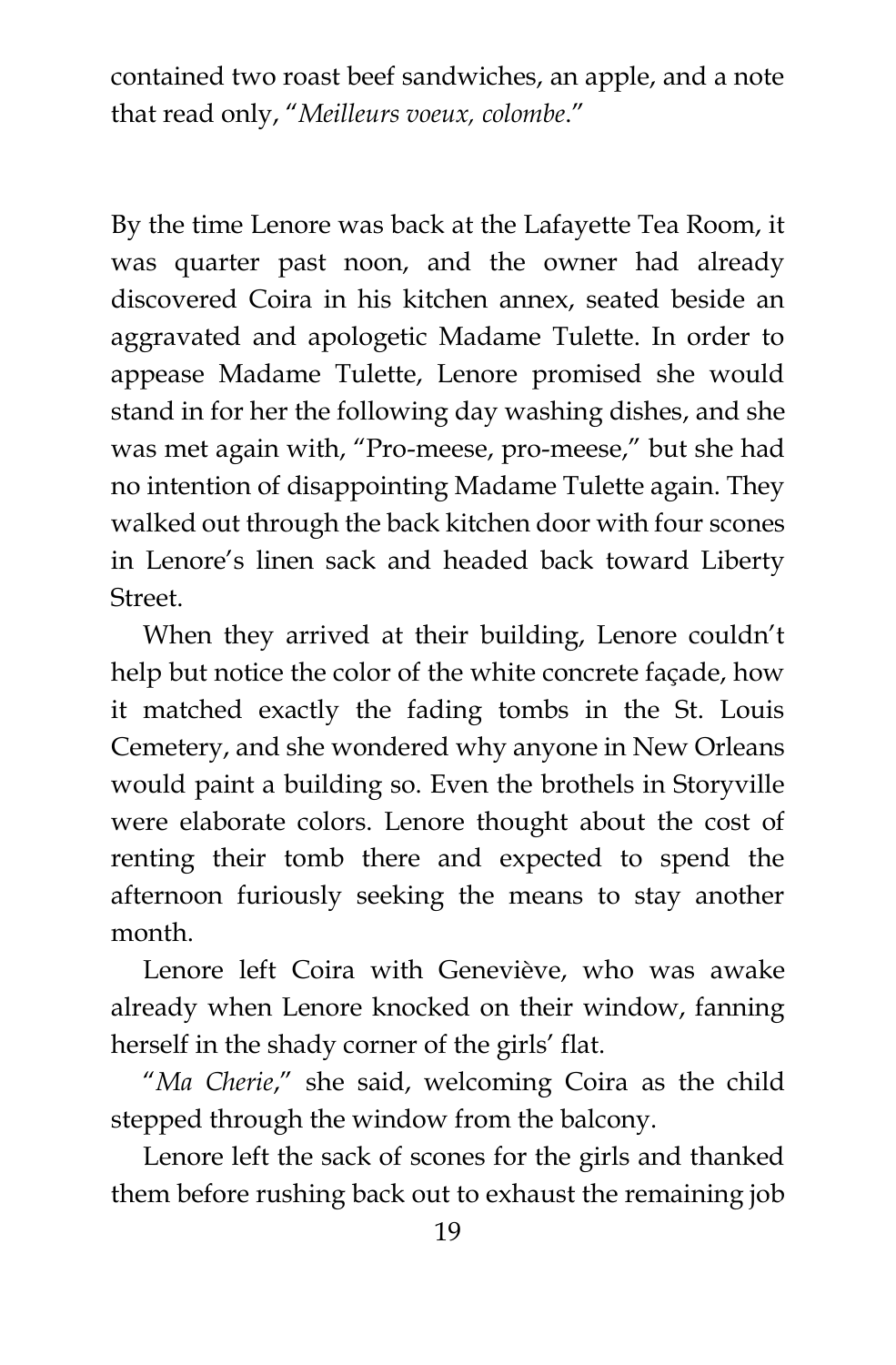contained two roast beef sandwiches, an apple, and a note that read only, "*Meilleurs voeux, colombe*."

By the time Lenore was back at the Lafayette Tea Room, it was quarter past noon, and the owner had already discovered Coira in his kitchen annex, seated beside an aggravated and apologetic Madame Tulette. In order to appease Madame Tulette, Lenore promised she would stand in for her the following day washing dishes, and she was met again with, "Pro-meese, pro-meese," but she had no intention of disappointing Madame Tulette again. They walked out through the back kitchen door with four scones in Lenore's linen sack and headed back toward Liberty Street.

When they arrived at their building, Lenore couldn't help but notice the color of the white concrete façade, how it matched exactly the fading tombs in the St. Louis Cemetery, and she wondered why anyone in New Orleans would paint a building so. Even the brothels in Storyville were elaborate colors. Lenore thought about the cost of renting their tomb there and expected to spend the afternoon furiously seeking the means to stay another month.

Lenore left Coira with Geneviève, who was awake already when Lenore knocked on their window, fanning herself in the shady corner of the girls' flat.

"*Ma Cherie*," she said, welcoming Coira as the child stepped through the window from the balcony.

Lenore left the sack of scones for the girls and thanked them before rushing back out to exhaust the remaining job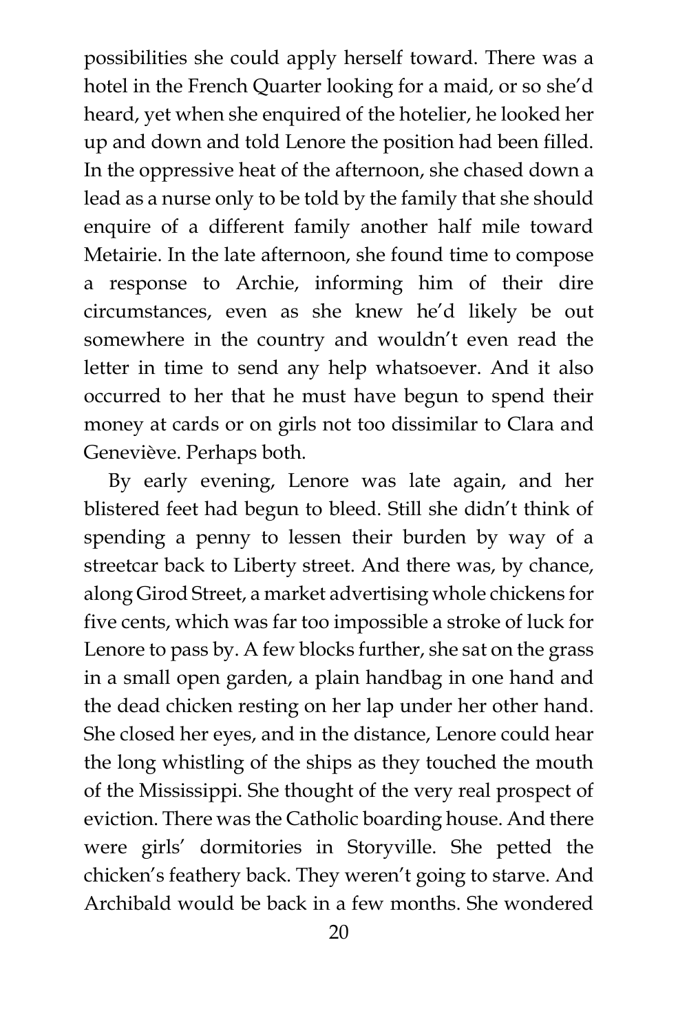possibilities she could apply herself toward. There was a hotel in the French Quarter looking for a maid, or so she'd heard, yet when she enquired of the hotelier, he looked her up and down and told Lenore the position had been filled. In the oppressive heat of the afternoon, she chased down a lead as a nurse only to be told by the family that she should enquire of a different family another half mile toward Metairie. In the late afternoon, she found time to compose a response to Archie, informing him of their dire circumstances, even as she knew he'd likely be out somewhere in the country and wouldn't even read the letter in time to send any help whatsoever. And it also occurred to her that he must have begun to spend their money at cards or on girls not too dissimilar to Clara and Geneviève. Perhaps both.

By early evening, Lenore was late again, and her blistered feet had begun to bleed. Still she didn't think of spending a penny to lessen their burden by way of a streetcar back to Liberty street. And there was, by chance, along Girod Street, a market advertising whole chickens for five cents, which was far too impossible a stroke of luck for Lenore to pass by. A few blocks further, she sat on the grass in a small open garden, a plain handbag in one hand and the dead chicken resting on her lap under her other hand. She closed her eyes, and in the distance, Lenore could hear the long whistling of the ships as they touched the mouth of the Mississippi. She thought of the very real prospect of eviction. There was the Catholic boarding house. And there were girls' dormitories in Storyville. She petted the chicken's feathery back. They weren't going to starve. And Archibald would be back in a few months. She wondered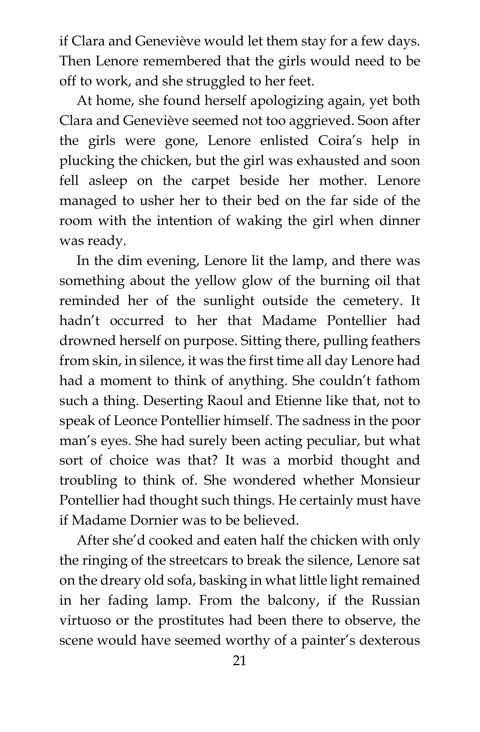if Clara and Geneviève would let them stay for a few days. Then Lenore remembered that the girls would need to be off to work, and she struggled to her feet.

At home, she found herself apologizing again, yet both Clara and Geneviève seemed not too aggrieved. Soon after the girls were gone, Lenore enlisted Coira's help in plucking the chicken, but the girl was exhausted and soon fell asleep on the carpet beside her mother. Lenore managed to usher her to their bed on the far side of the room with the intention of waking the girl when dinner was ready.

In the dim evening, Lenore lit the lamp, and there was something about the yellow glow of the burning oil that reminded her of the sunlight outside the cemetery. It hadn't occurred to her that Madame Pontellier had drowned herself on purpose. Sitting there, pulling feathers from skin, in silence, it was the first time all day Lenore had had a moment to think of anything. She couldn't fathom such a thing. Deserting Raoul and Etienne like that, not to speak of Leonce Pontellier himself. The sadness in the poor man's eyes. She had surely been acting peculiar, but what sort of choice was that? It was a morbid thought and troubling to think of. She wondered whether Monsieur Pontellier had thought such things. He certainly must have if Madame Dornier was to be believed.

After she'd cooked and eaten half the chicken with only the ringing of the streetcars to break the silence, Lenore sat on the dreary old sofa, basking in what little light remained in her fading lamp. From the balcony, if the Russian virtuoso or the prostitutes had been there to observe, the scene would have seemed worthy of a painter's dexterous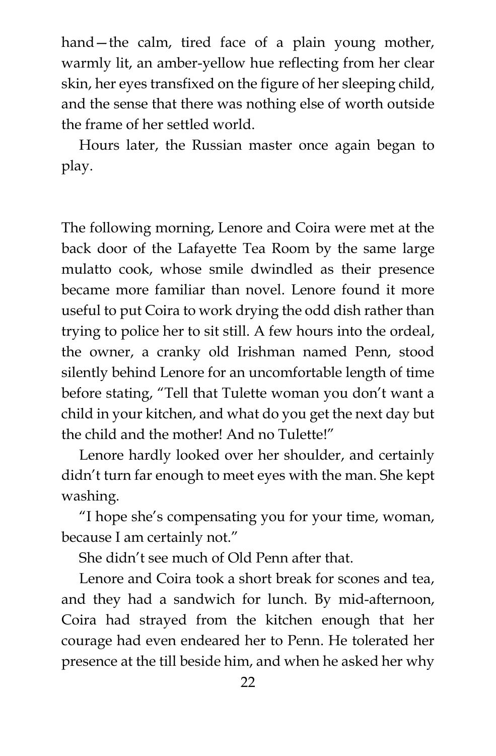hand—the calm, tired face of a plain young mother, warmly lit, an amber-yellow hue reflecting from her clear skin, her eyes transfixed on the figure of her sleeping child, and the sense that there was nothing else of worth outside the frame of her settled world.

Hours later, the Russian master once again began to play.

The following morning, Lenore and Coira were met at the back door of the Lafayette Tea Room by the same large mulatto cook, whose smile dwindled as their presence became more familiar than novel. Lenore found it more useful to put Coira to work drying the odd dish rather than trying to police her to sit still. A few hours into the ordeal, the owner, a cranky old Irishman named Penn, stood silently behind Lenore for an uncomfortable length of time before stating, "Tell that Tulette woman you don't want a child in your kitchen, and what do you get the next day but the child and the mother! And no Tulette!"

Lenore hardly looked over her shoulder, and certainly didn't turn far enough to meet eyes with the man. She kept washing.

"I hope she's compensating you for your time, woman, because I am certainly not."

She didn't see much of Old Penn after that.

Lenore and Coira took a short break for scones and tea, and they had a sandwich for lunch. By mid-afternoon, Coira had strayed from the kitchen enough that her courage had even endeared her to Penn. He tolerated her presence at the till beside him, and when he asked her why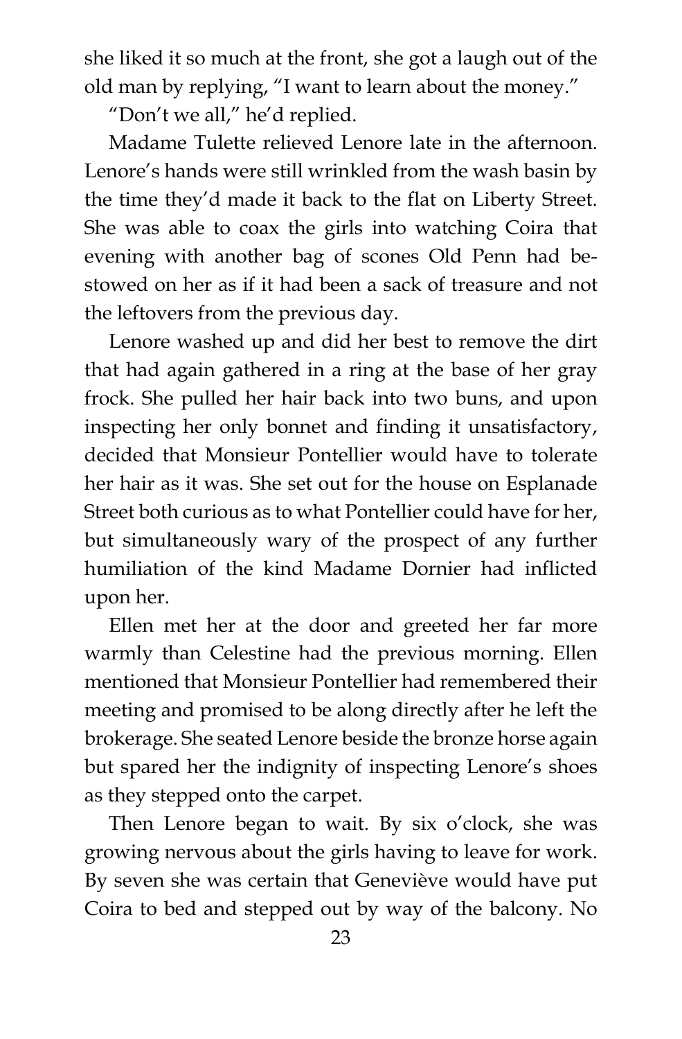she liked it so much at the front, she got a laugh out of the old man by replying, "I want to learn about the money."

"Don't we all," he'd replied.

Madame Tulette relieved Lenore late in the afternoon. Lenore's hands were still wrinkled from the wash basin by the time they'd made it back to the flat on Liberty Street. She was able to coax the girls into watching Coira that evening with another bag of scones Old Penn had bestowed on her as if it had been a sack of treasure and not the leftovers from the previous day.

Lenore washed up and did her best to remove the dirt that had again gathered in a ring at the base of her gray frock. She pulled her hair back into two buns, and upon inspecting her only bonnet and finding it unsatisfactory, decided that Monsieur Pontellier would have to tolerate her hair as it was. She set out for the house on Esplanade Street both curious as to what Pontellier could have for her, but simultaneously wary of the prospect of any further humiliation of the kind Madame Dornier had inflicted upon her.

Ellen met her at the door and greeted her far more warmly than Celestine had the previous morning. Ellen mentioned that Monsieur Pontellier had remembered their meeting and promised to be along directly after he left the brokerage. She seated Lenore beside the bronze horse again but spared her the indignity of inspecting Lenore's shoes as they stepped onto the carpet.

Then Lenore began to wait. By six o'clock, she was growing nervous about the girls having to leave for work. By seven she was certain that Geneviève would have put Coira to bed and stepped out by way of the balcony. No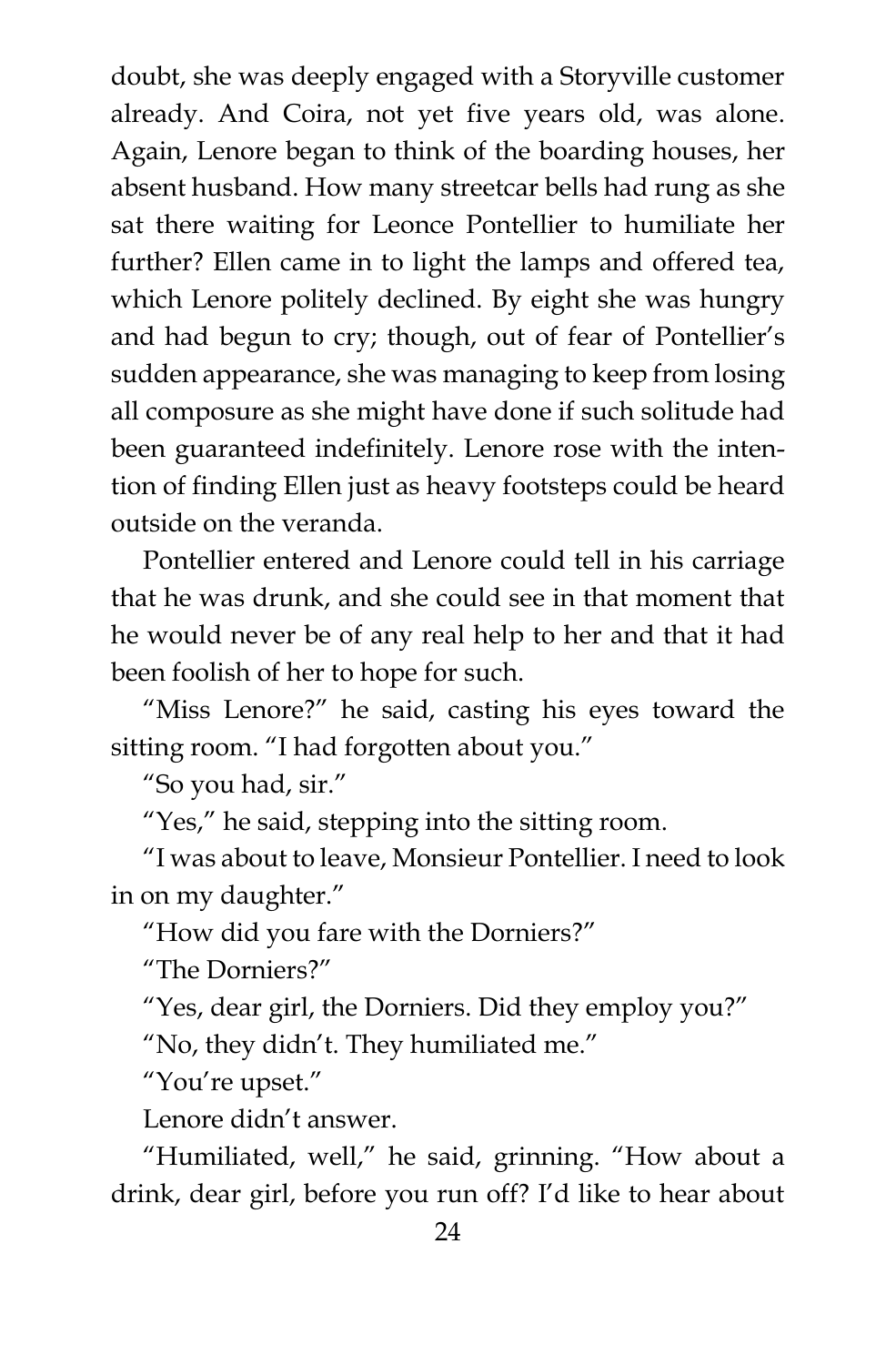doubt, she was deeply engaged with a Storyville customer already. And Coira, not yet five years old, was alone. Again, Lenore began to think of the boarding houses, her absent husband. How many streetcar bells had rung as she sat there waiting for Leonce Pontellier to humiliate her further? Ellen came in to light the lamps and offered tea, which Lenore politely declined. By eight she was hungry and had begun to cry; though, out of fear of Pontellier's sudden appearance, she was managing to keep from losing all composure as she might have done if such solitude had been guaranteed indefinitely. Lenore rose with the intention of finding Ellen just as heavy footsteps could be heard outside on the veranda.

Pontellier entered and Lenore could tell in his carriage that he was drunk, and she could see in that moment that he would never be of any real help to her and that it had been foolish of her to hope for such.

"Miss Lenore?" he said, casting his eyes toward the sitting room. "I had forgotten about you."

"So you had, sir."

"Yes," he said, stepping into the sitting room.

"I was about to leave, Monsieur Pontellier. I need to look in on my daughter."

"How did you fare with the Dorniers?"

"The Dorniers?"

"Yes, dear girl, the Dorniers. Did they employ you?"

"No, they didn't. They humiliated me."

"You're upset."

Lenore didn't answer.

"Humiliated, well," he said, grinning. "How about a drink, dear girl, before you run off? I'd like to hear about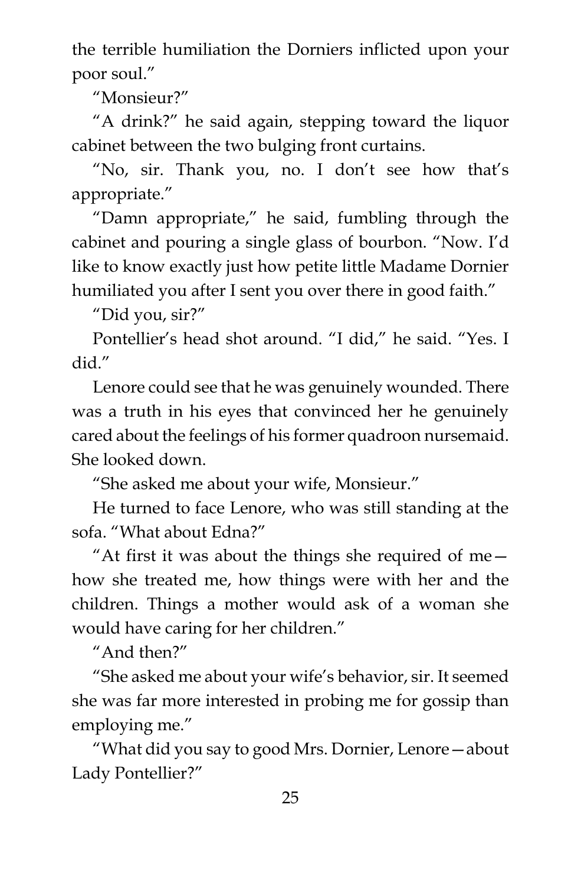the terrible humiliation the Dorniers inflicted upon your poor soul."

"Monsieur?"

"A drink?" he said again, stepping toward the liquor cabinet between the two bulging front curtains.

"No, sir. Thank you, no. I don't see how that's appropriate."

"Damn appropriate," he said, fumbling through the cabinet and pouring a single glass of bourbon. "Now. I'd like to know exactly just how petite little Madame Dornier humiliated you after I sent you over there in good faith."

"Did you, sir?"

Pontellier's head shot around. "I did," he said. "Yes. I did."

Lenore could see that he was genuinely wounded. There was a truth in his eyes that convinced her he genuinely cared about the feelings of his former quadroon nursemaid. She looked down.

"She asked me about your wife, Monsieur."

He turned to face Lenore, who was still standing at the sofa. "What about Edna?"

"At first it was about the things she required of me—how she treated me, how things were with her and the children. Things a mother would ask of a woman she would have caring for her children."

"And then?"

"She asked me about your wife's behavior, sir. It seemed she was far more interested in probing me for gossip than employing me."

"What did you say to good Mrs. Dornier, Lenore—about Lady Pontellier?"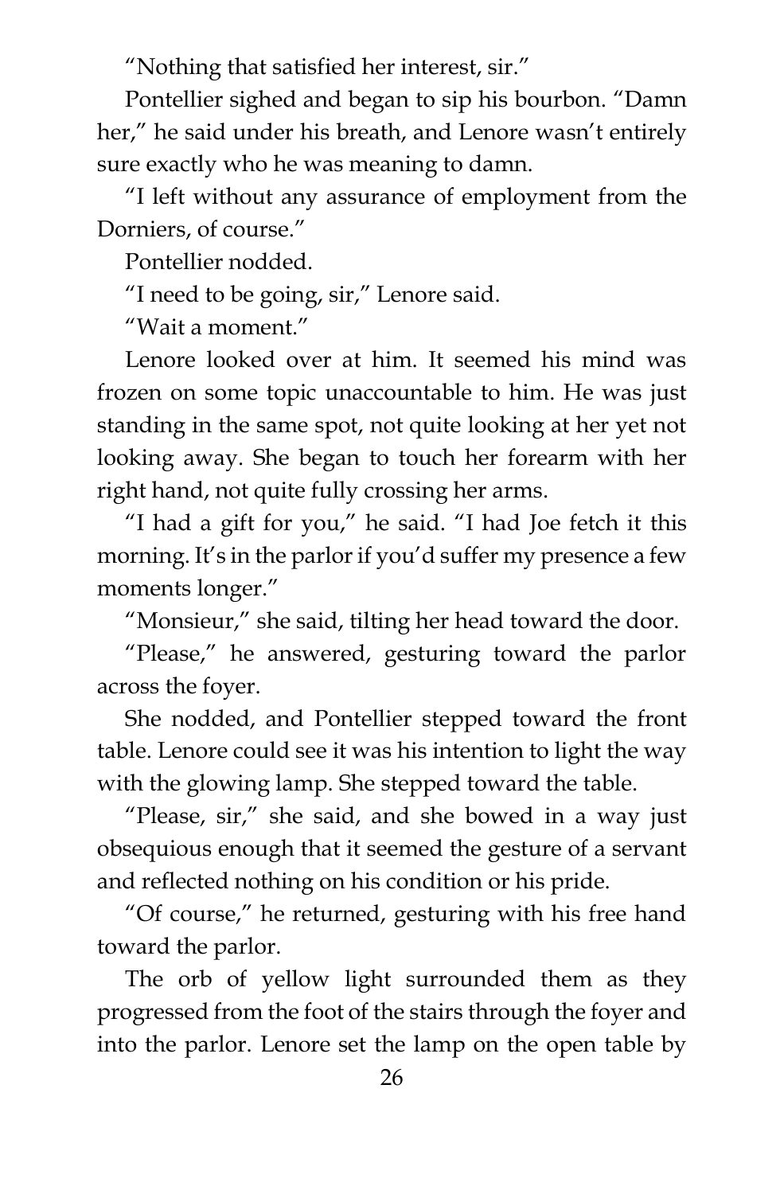“Nothing that satisfied her interest, sir.”

Pontellier sighed and began to sip his bourbon. “Damn her,” he said under his breath, and Lenore wasn’t entirely sure exactly who he was meaning to damn.

“I left without any assurance of employment from the Dorniers, of course.”

Pontellier nodded.

“I need to be going, sir,” Lenore said.

“Wait a moment.”

Lenore looked over at him. It seemed his mind was frozen on some topic unaccountable to him. He was just standing in the same spot, not quite looking at her yet not looking away. She began to touch her forearm with her right hand, not quite fully crossing her arms.

“I had a gift for you,” he said. “I had Joe fetch it this morning. It’s in the parlor if you’d suffer my presence a few moments longer.”

“Monsieur,” she said, tilting her head toward the door.

“Please,” he answered, gesturing toward the parlor across the foyer.

She nodded, and Pontellier stepped toward the front table. Lenore could see it was his intention to light the way with the glowing lamp. She stepped toward the table.

“Please, sir,” she said, and she bowed in a way just obsequious enough that it seemed the gesture of a servant and reflected nothing on his condition or his pride.

“Of course,” he returned, gesturing with his free hand toward the parlor.

The orb of yellow light surrounded them as they progressed from the foot of the stairs through the foyer and into the parlor. Lenore set the lamp on the open table by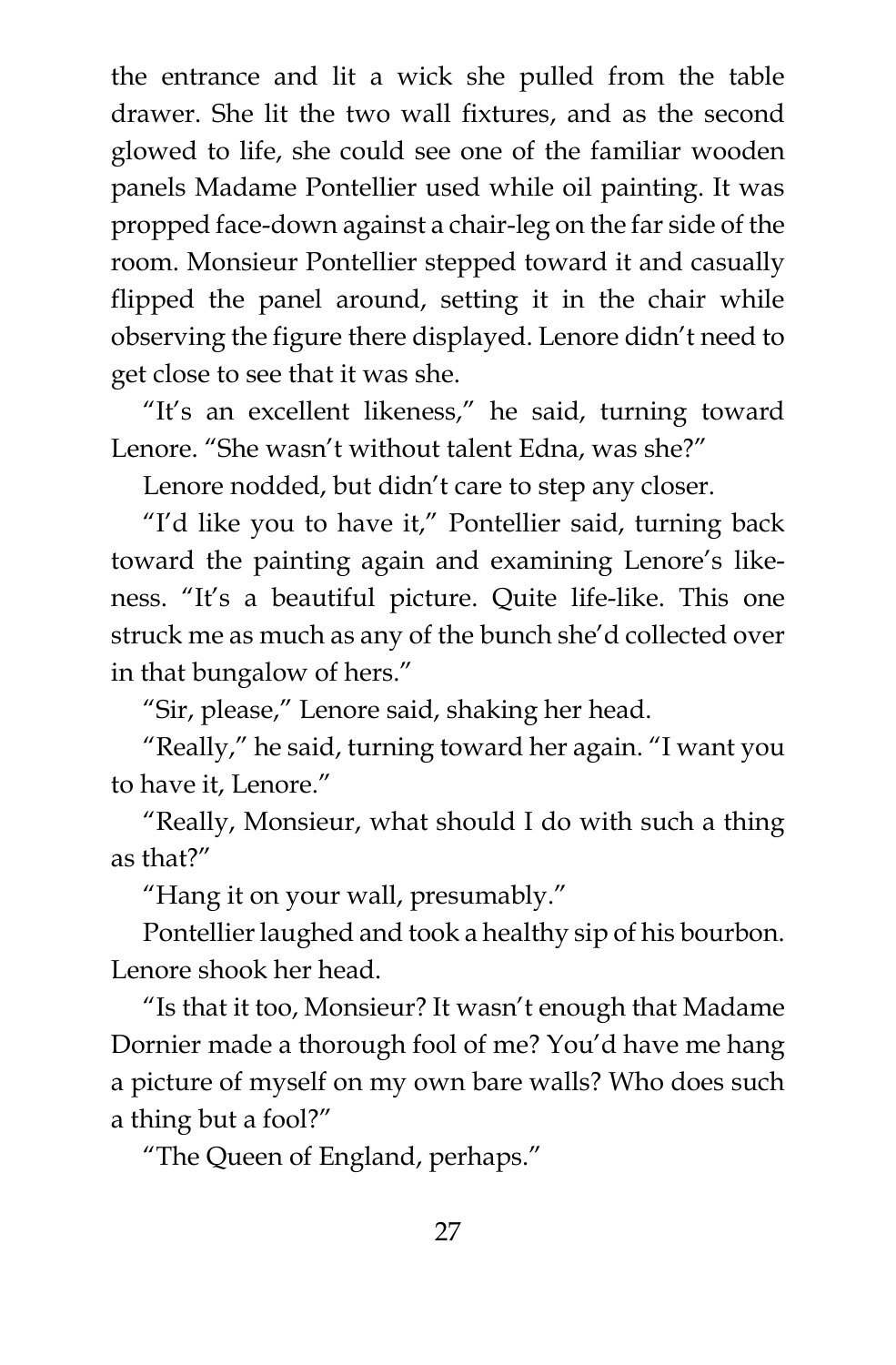the entrance and lit a wick she pulled from the table drawer. She lit the two wall fixtures, and as the second glowed to life, she could see one of the familiar wooden panels Madame Pontellier used while oil painting. It was propped face-down against a chair-leg on the far side of the room. Monsieur Pontellier stepped toward it and casually flipped the panel around, setting it in the chair while observing the figure there displayed. Lenore didn't need to get close to see that it was she.

"It's an excellent likeness," he said, turning toward Lenore. "She wasn't without talent Edna, was she?"

Lenore nodded, but didn't care to step any closer.

"I'd like you to have it," Pontellier said, turning back toward the painting again and examining Lenore's likeness. "It's a beautiful picture. Quite life-like. This one struck me as much as any of the bunch she'd collected over in that bungalow of hers."

"Sir, please," Lenore said, shaking her head.

"Really," he said, turning toward her again. "I want you to have it, Lenore."

"Really, Monsieur, what should I do with such a thing as that?"

"Hang it on your wall, presumably."

Pontellier laughed and took a healthy sip of his bourbon. Lenore shook her head.

"Is that it too, Monsieur? It wasn't enough that Madame Dornier made a thorough fool of me? You'd have me hang a picture of myself on my own bare walls? Who does such a thing but a fool?"

"The Queen of England, perhaps."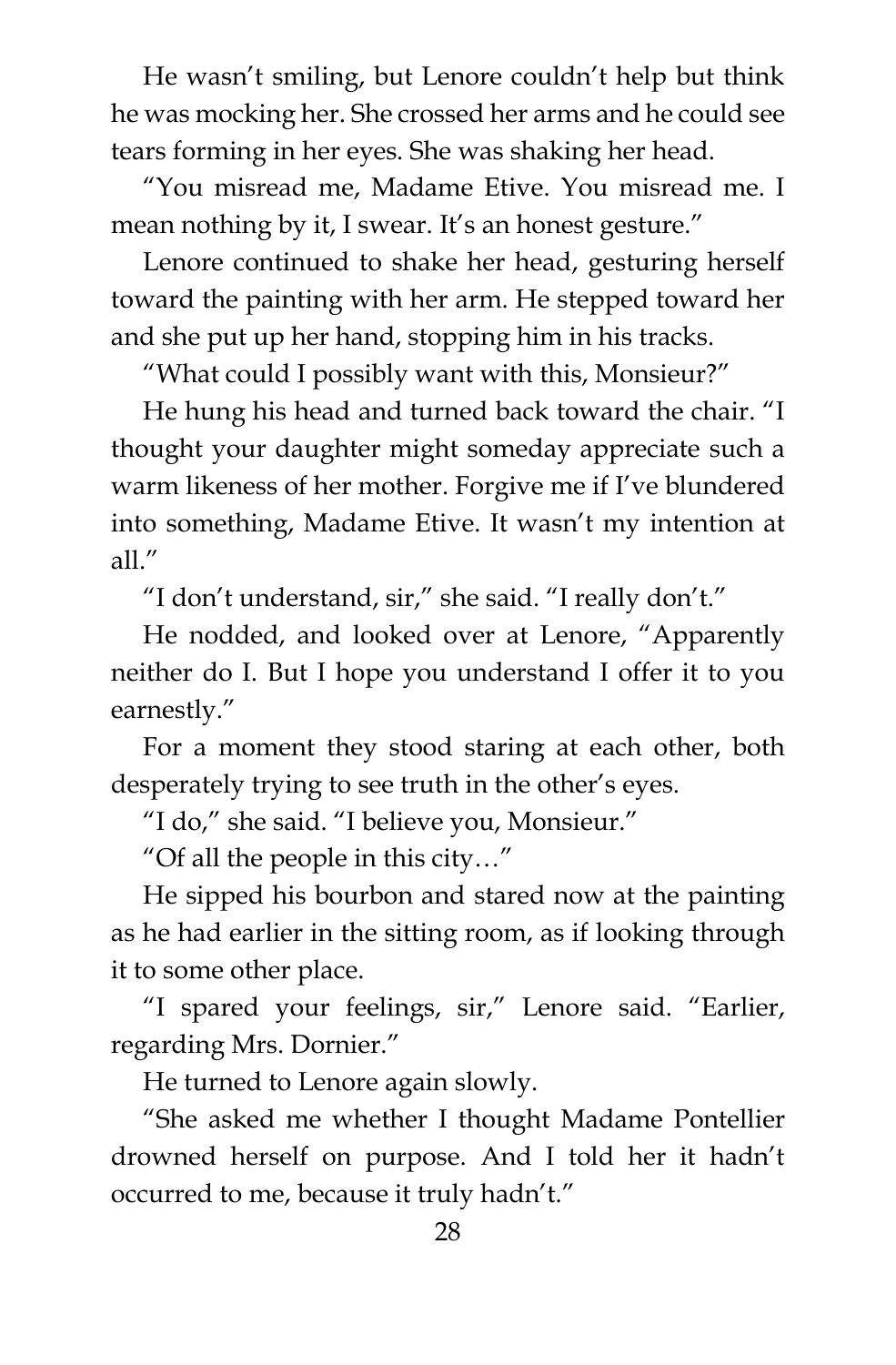He wasn’t smiling, but Lenore couldn’t help but think he was mocking her. She crossed her arms and he could see tears forming in her eyes. She was shaking her head.

“You misread me, Madame Etive. You misread me. I mean nothing by it, I swear. It’s an honest gesture.”

Lenore continued to shake her head, gesturing herself toward the painting with her arm. He stepped toward her and she put up her hand, stopping him in his tracks.

“What could I possibly want with this, Monsieur?”

He hung his head and turned back toward the chair. “I thought your daughter might someday appreciate such a warm likeness of her mother. Forgive me if I’ve blundered into something, Madame Etive. It wasn’t my intention at all.”

“I don’t understand, sir,” she said. “I really don’t.”

He nodded, and looked over at Lenore, “Apparently neither do I. But I hope you understand I offer it to you earnestly.”

For a moment they stood staring at each other, both desperately trying to see truth in the other’s eyes.

“I do,” she said. “I believe you, Monsieur.”

“Of all the people in this city…”

He sipped his bourbon and stared now at the painting as he had earlier in the sitting room, as if looking through it to some other place.

“I spared your feelings, sir,” Lenore said. “Earlier, regarding Mrs. Dornier.”

He turned to Lenore again slowly.

“She asked me whether I thought Madame Pontellier drowned herself on purpose. And I told her it hadn’t occurred to me, because it truly hadn’t.”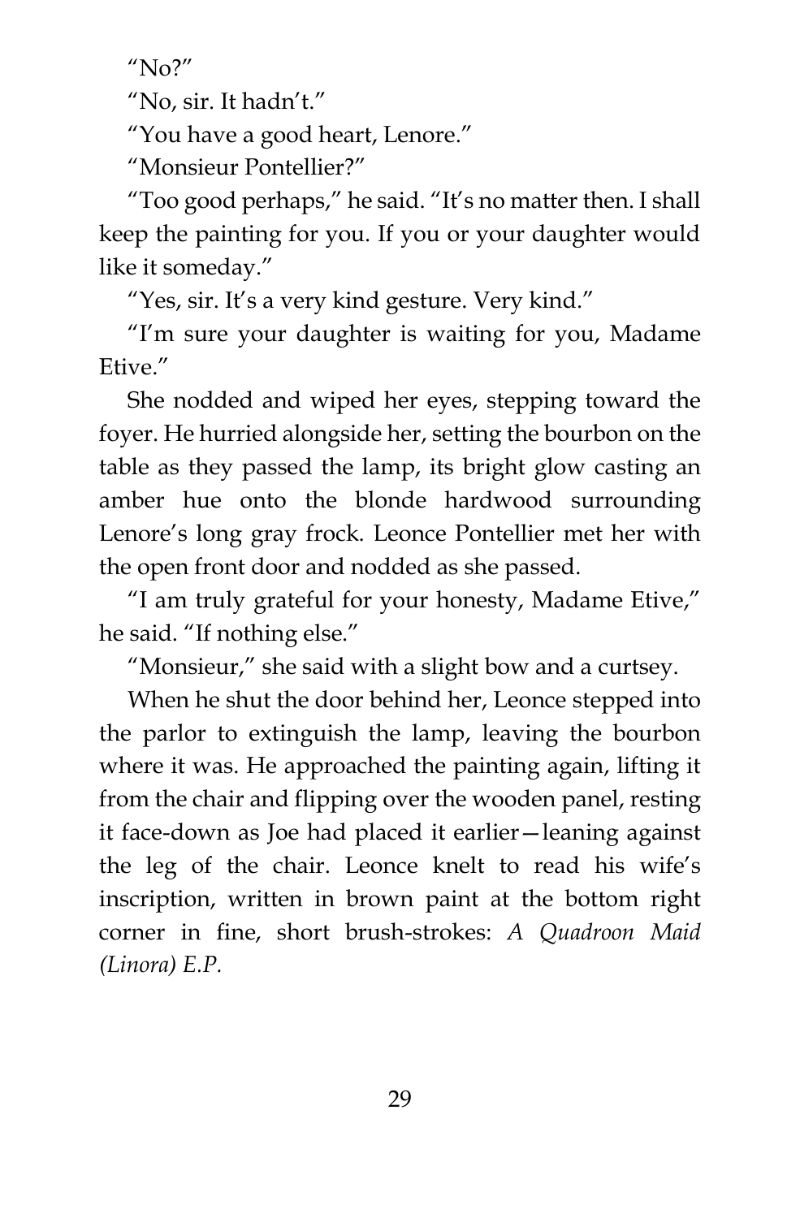"No?"

"No, sir. It hadn't."

"You have a good heart, Lenore."

"Monsieur Pontellier?"

"Too good perhaps," he said. "It's no matter then. I shall keep the painting for you. If you or your daughter would like it someday."

"Yes, sir. It's a very kind gesture. Very kind."

"I'm sure your daughter is waiting for you, Madame Etive."

She nodded and wiped her eyes, stepping toward the foyer. He hurried alongside her, setting the bourbon on the table as they passed the lamp, its bright glow casting an amber hue onto the blonde hardwood surrounding Lenore's long gray frock. Leonce Pontellier met her with the open front door and nodded as she passed.

"I am truly grateful for your honesty, Madame Etive," he said. "If nothing else."

"Monsieur," she said with a slight bow and a curtsey.

When he shut the door behind her, Leonce stepped into the parlor to extinguish the lamp, leaving the bourbon where it was. He approached the painting again, lifting it from the chair and flipping over the wooden panel, resting it face-down as Joe had placed it earlier—leaning against the leg of the chair. Leonce knelt to read his wife's inscription, written in brown paint at the bottom right corner in fine, short brush-strokes: *A Quadroon Maid (Linora) E.P.*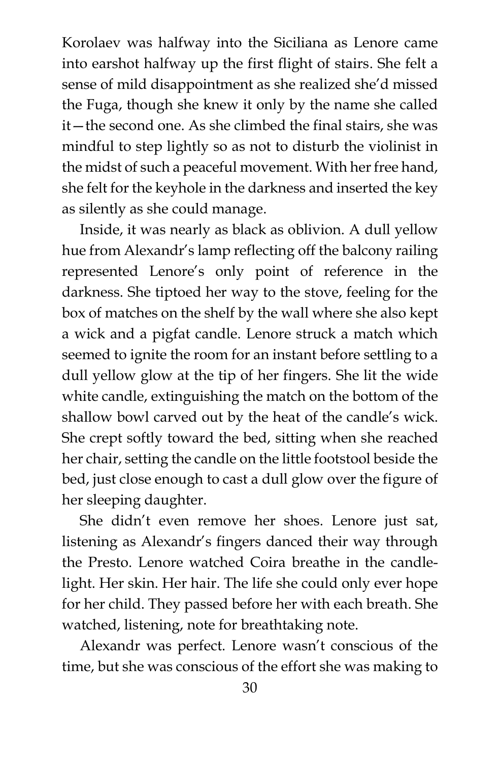Korolaev was halfway into the Siciliana as Lenore came into earshot halfway up the first flight of stairs. She felt a sense of mild disappointment as she realized she'd missed the Fuga, though she knew it only by the name she called it—the second one. As she climbed the final stairs, she was mindful to step lightly so as not to disturb the violinist in the midst of such a peaceful movement. With her free hand, she felt for the keyhole in the darkness and inserted the key as silently as she could manage.

Inside, it was nearly as black as oblivion. A dull yellow hue from Alexandr's lamp reflecting off the balcony railing represented Lenore's only point of reference in the darkness. She tiptoed her way to the stove, feeling for the box of matches on the shelf by the wall where she also kept a wick and a pigfat candle. Lenore struck a match which seemed to ignite the room for an instant before settling to a dull yellow glow at the tip of her fingers. She lit the wide white candle, extinguishing the match on the bottom of the shallow bowl carved out by the heat of the candle's wick. She crept softly toward the bed, sitting when she reached her chair, setting the candle on the little footstool beside the bed, just close enough to cast a dull glow over the figure of her sleeping daughter.

She didn't even remove her shoes. Lenore just sat, listening as Alexandr's fingers danced their way through the Presto. Lenore watched Coira breathe in the candlelight. Her skin. Her hair. The life she could only ever hope for her child. They passed before her with each breath. She watched, listening, note for breathtaking note.

Alexandr was perfect. Lenore wasn't conscious of the time, but she was conscious of the effort she was making to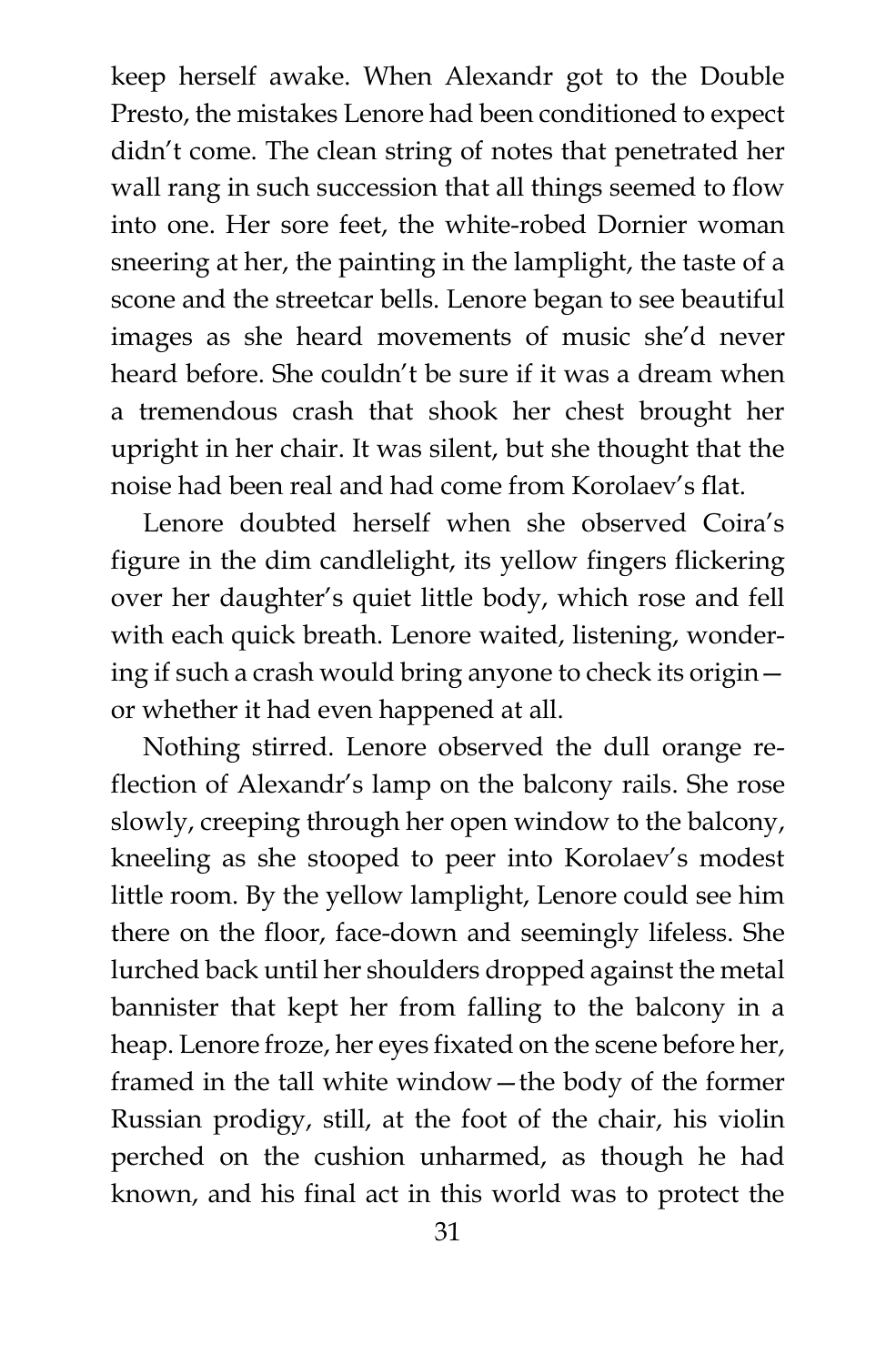keep herself awake. When Alexandr got to the Double Presto, the mistakes Lenore had been conditioned to expect didn't come. The clean string of notes that penetrated her wall rang in such succession that all things seemed to flow into one. Her sore feet, the white-robed Dornier woman sneering at her, the painting in the lamplight, the taste of a scone and the streetcar bells. Lenore began to see beautiful images as she heard movements of music she'd never heard before. She couldn't be sure if it was a dream when a tremendous crash that shook her chest brought her upright in her chair. It was silent, but she thought that the noise had been real and had come from Korolaev's flat.

Lenore doubted herself when she observed Coira's figure in the dim candlelight, its yellow fingers flickering over her daughter's quiet little body, which rose and fell with each quick breath. Lenore waited, listening, wondering if such a crash would bring anyone to check its origin—or whether it had even happened at all.

Nothing stirred. Lenore observed the dull orange reflection of Alexandr's lamp on the balcony rails. She rose slowly, creeping through her open window to the balcony, kneeling as she stooped to peer into Korolaev's modest little room. By the yellow lamplight, Lenore could see him there on the floor, face-down and seemingly lifeless. She lurched back until her shoulders dropped against the metal bannister that kept her from falling to the balcony in a heap. Lenore froze, her eyes fixated on the scene before her, framed in the tall white window—the body of the former Russian prodigy, still, at the foot of the chair, his violin perched on the cushion unharmed, as though he had known, and his final act in this world was to protect the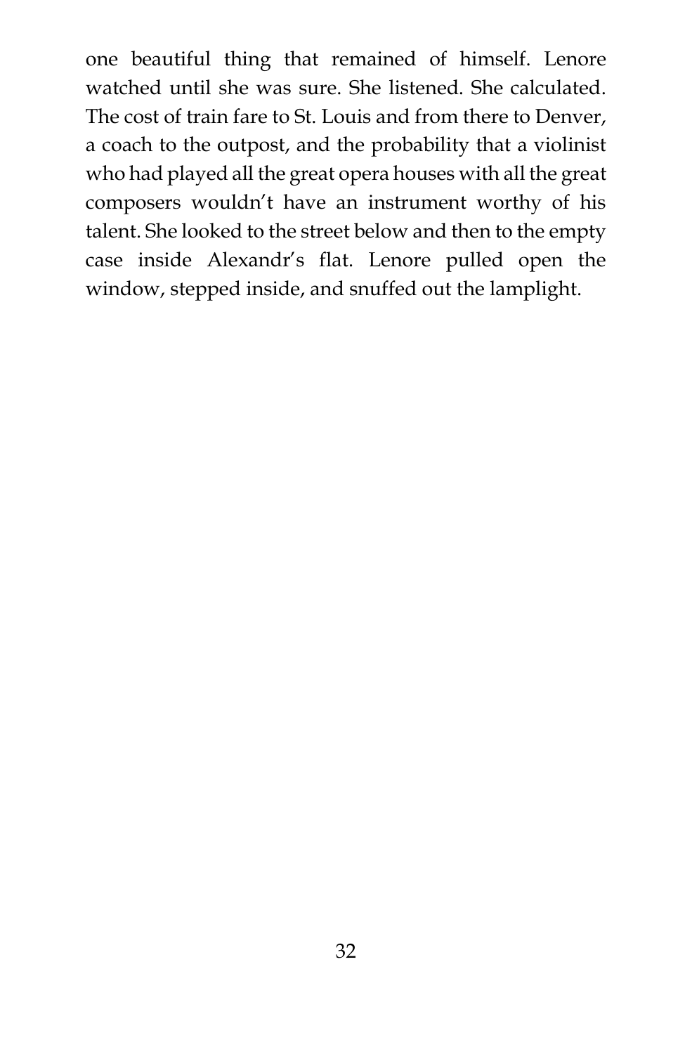one beautiful thing that remained of himself. Lenore watched until she was sure. She listened. She calculated. The cost of train fare to St. Louis and from there to Denver, a coach to the outpost, and the probability that a violinist who had played all the great opera houses with all the great composers wouldn't have an instrument worthy of his talent. She looked to the street below and then to the empty case inside Alexandr's flat. Lenore pulled open the window, stepped inside, and snuffed out the lamplight.